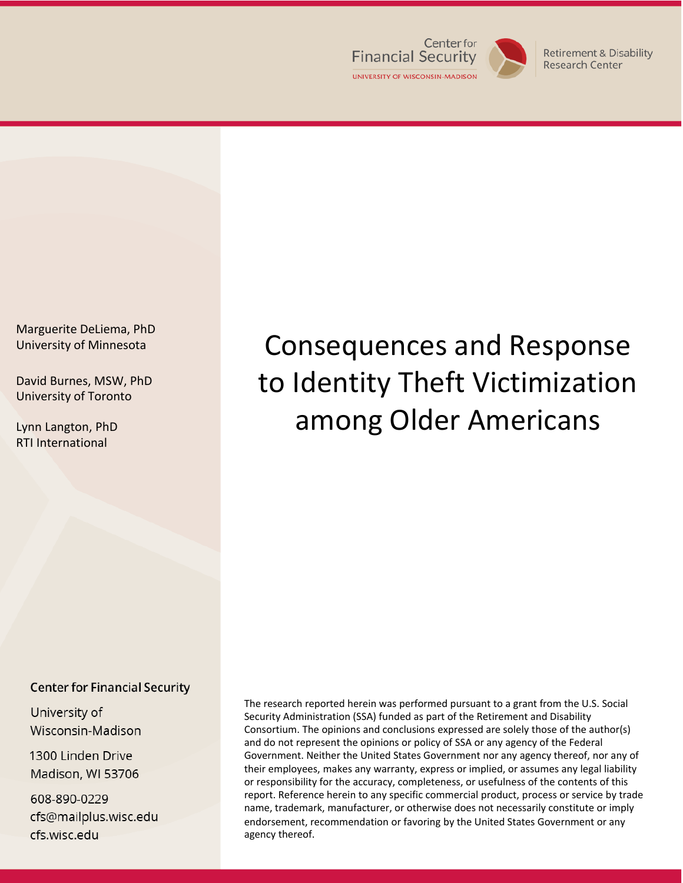Center for Financial Security
UNIVERSITY OF WISCONSIN-MADISON

Retirement & Disability Research Center

# Consequences and Response to Identity Theft Victimization among Older Americans

Marguerite DeLiema, PhD
University of Minnesota

David Burnes, MSW, PhD
University of Toronto

Lynn Langton, PhD
RTI International

**Center for Financial Security**

University of Wisconsin-Madison

1300 Linden Drive
Madison, WI 53706

608-890-0229
cfs@mailplus.wisc.edu
cfs.wisc.edu

The research reported herein was performed pursuant to a grant from the U.S. Social Security Administration (SSA) funded as part of the Retirement and Disability Consortium. The opinions and conclusions expressed are solely those of the author(s) and do not represent the opinions or policy of SSA or any agency of the Federal Government. Neither the United States Government nor any agency thereof, nor any of their employees, makes any warranty, express or implied, or assumes any legal liability or responsibility for the accuracy, completeness, or usefulness of the contents of this report. Reference herein to any specific commercial product, process or service by trade name, trademark, manufacturer, or otherwise does not necessarily constitute or imply endorsement, recommendation or favoring by the United States Government or any agency thereof.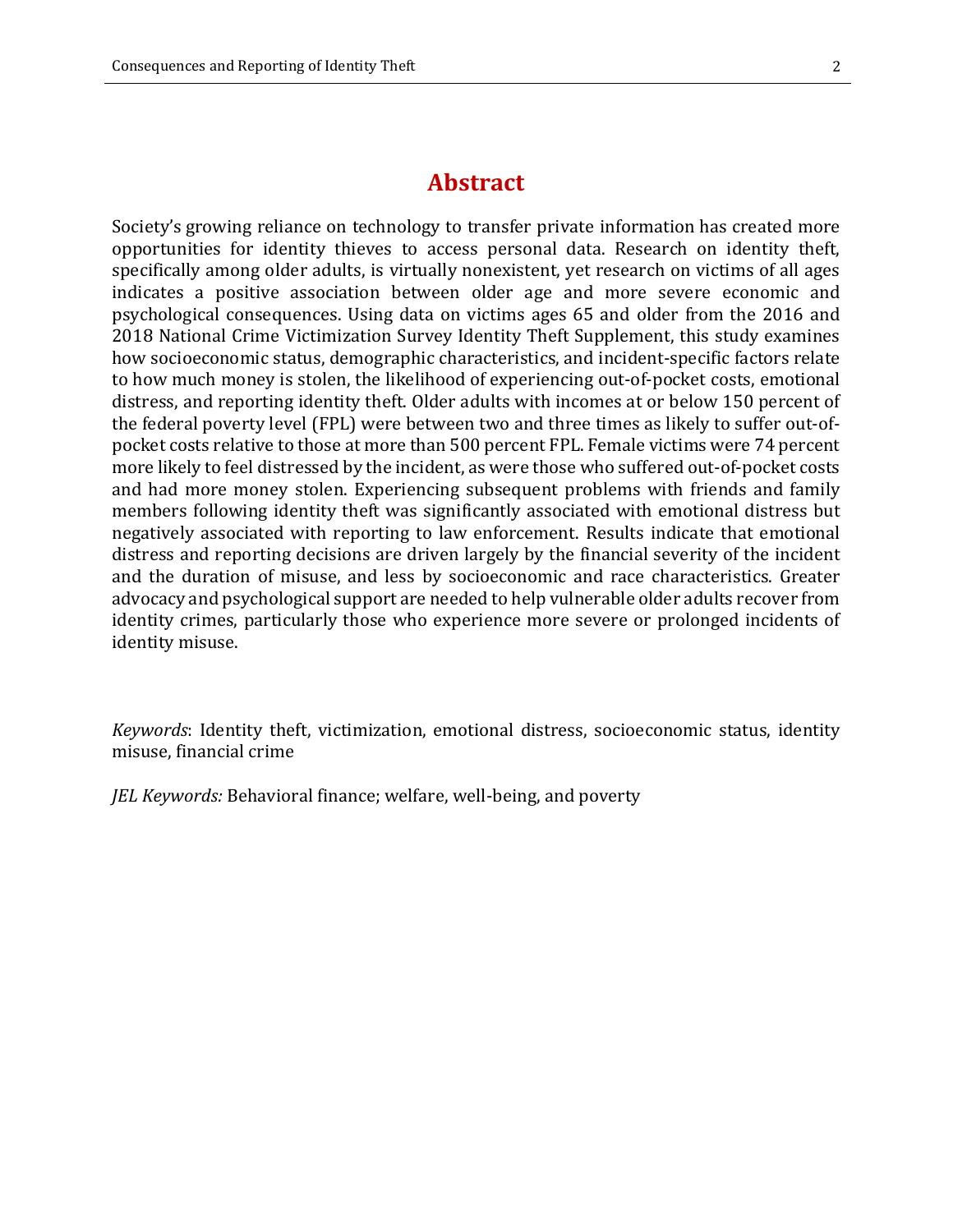# Abstract

Society's growing reliance on technology to transfer private information has created more opportunities for identity thieves to access personal data. Research on identity theft, specifically among older adults, is virtually nonexistent, yet research on victims of all ages indicates a positive association between older age and more severe economic and psychological consequences. Using data on victims ages 65 and older from the 2016 and 2018 National Crime Victimization Survey Identity Theft Supplement, this study examines how socioeconomic status, demographic characteristics, and incident-specific factors relate to how much money is stolen, the likelihood of experiencing out-of-pocket costs, emotional distress, and reporting identity theft. Older adults with incomes at or below 150 percent of the federal poverty level (FPL) were between two and three times as likely to suffer out-of-pocket costs relative to those at more than 500 percent FPL. Female victims were 74 percent more likely to feel distressed by the incident, as were those who suffered out-of-pocket costs and had more money stolen. Experiencing subsequent problems with friends and family members following identity theft was significantly associated with emotional distress but negatively associated with reporting to law enforcement. Results indicate that emotional distress and reporting decisions are driven largely by the financial severity of the incident and the duration of misuse, and less by socioeconomic and race characteristics. Greater advocacy and psychological support are needed to help vulnerable older adults recover from identity crimes, particularly those who experience more severe or prolonged incidents of identity misuse.

*Keywords*: Identity theft, victimization, emotional distress, socioeconomic status, identity misuse, financial crime

*JEL Keywords:* Behavioral finance; welfare, well-being, and poverty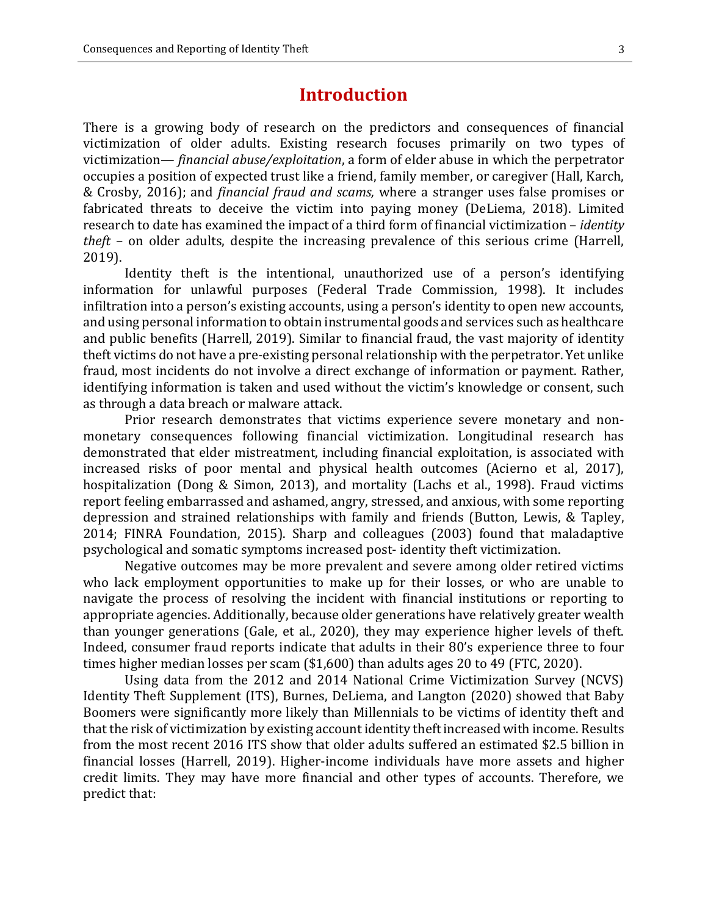# Introduction

There is a growing body of research on the predictors and consequences of financial victimization of older adults. Existing research focuses primarily on two types of victimization— *financial abuse/exploitation*, a form of elder abuse in which the perpetrator occupies a position of expected trust like a friend, family member, or caregiver (Hall, Karch, & Crosby, 2016); and *financial fraud and scams,* where a stranger uses false promises or fabricated threats to deceive the victim into paying money (DeLiema, 2018). Limited research to date has examined the impact of a third form of financial victimization – *identity theft* – on older adults, despite the increasing prevalence of this serious crime (Harrell, 2019).

Identity theft is the intentional, unauthorized use of a person's identifying information for unlawful purposes (Federal Trade Commission, 1998). It includes infiltration into a person's existing accounts, using a person's identity to open new accounts, and using personal information to obtain instrumental goods and services such as healthcare and public benefits (Harrell, 2019). Similar to financial fraud, the vast majority of identity theft victims do not have a pre-existing personal relationship with the perpetrator. Yet unlike fraud, most incidents do not involve a direct exchange of information or payment. Rather, identifying information is taken and used without the victim's knowledge or consent, such as through a data breach or malware attack.

Prior research demonstrates that victims experience severe monetary and non-monetary consequences following financial victimization. Longitudinal research has demonstrated that elder mistreatment, including financial exploitation, is associated with increased risks of poor mental and physical health outcomes (Acierno et al, 2017), hospitalization (Dong & Simon, 2013), and mortality (Lachs et al., 1998). Fraud victims report feeling embarrassed and ashamed, angry, stressed, and anxious, with some reporting depression and strained relationships with family and friends (Button, Lewis, & Tapley, 2014; FINRA Foundation, 2015). Sharp and colleagues (2003) found that maladaptive psychological and somatic symptoms increased post- identity theft victimization.

Negative outcomes may be more prevalent and severe among older retired victims who lack employment opportunities to make up for their losses, or who are unable to navigate the process of resolving the incident with financial institutions or reporting to appropriate agencies. Additionally, because older generations have relatively greater wealth than younger generations (Gale, et al., 2020), they may experience higher levels of theft. Indeed, consumer fraud reports indicate that adults in their 80's experience three to four times higher median losses per scam ($1,600) than adults ages 20 to 49 (FTC, 2020).

Using data from the 2012 and 2014 National Crime Victimization Survey (NCVS) Identity Theft Supplement (ITS), Burnes, DeLiema, and Langton (2020) showed that Baby Boomers were significantly more likely than Millennials to be victims of identity theft and that the risk of victimization by existing account identity theft increased with income. Results from the most recent 2016 ITS show that older adults suffered an estimated $2.5 billion in financial losses (Harrell, 2019). Higher-income individuals have more assets and higher credit limits. They may have more financial and other types of accounts. Therefore, we predict that: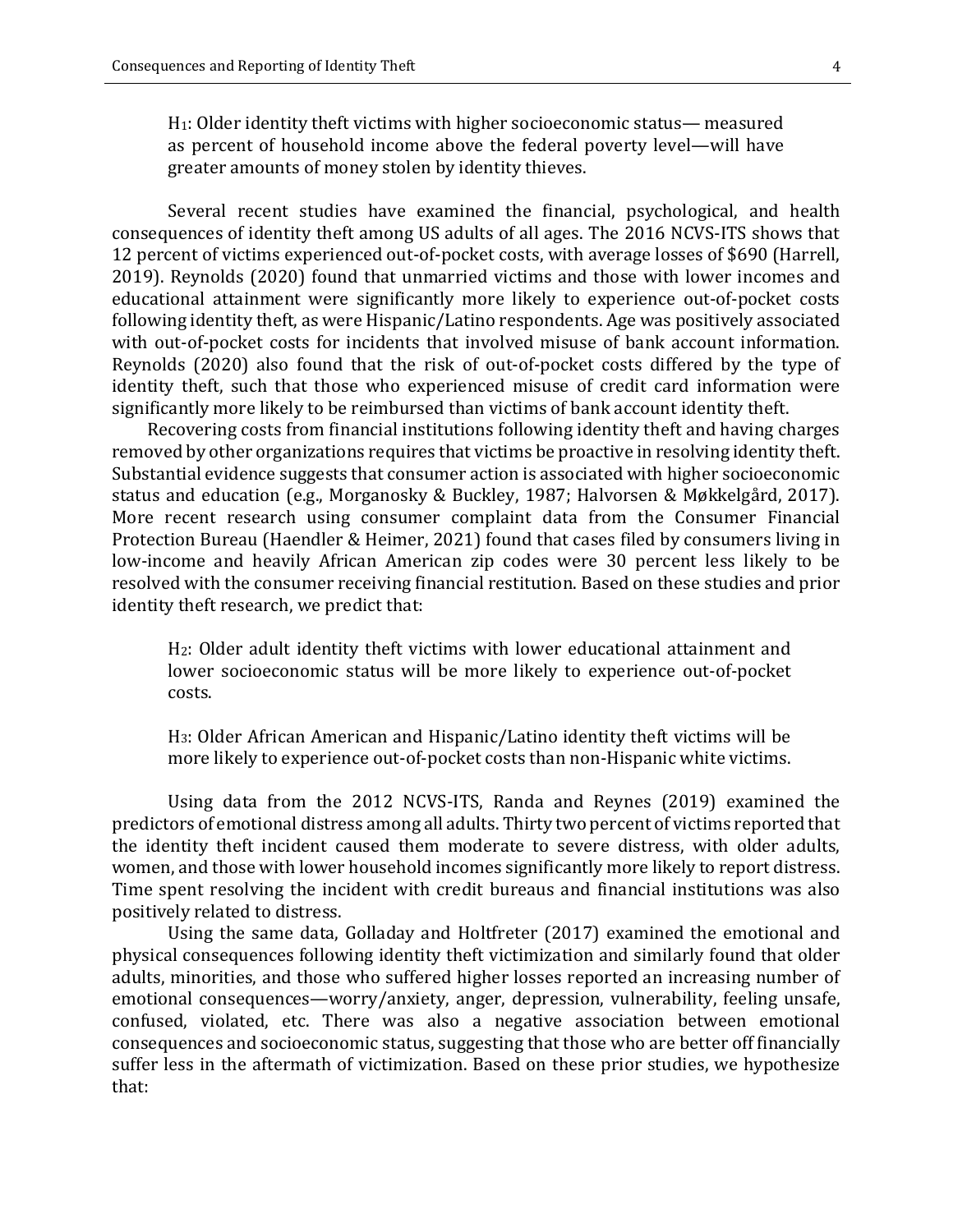> $H_1$: Older identity theft victims with higher socioeconomic status— measured as percent of household income above the federal poverty level—will have greater amounts of money stolen by identity thieves.

Several recent studies have examined the financial, psychological, and health consequences of identity theft among US adults of all ages. The 2016 NCVS-ITS shows that 12 percent of victims experienced out-of-pocket costs, with average losses of $690 (Harrell, 2019). Reynolds (2020) found that unmarried victims and those with lower incomes and educational attainment were significantly more likely to experience out-of-pocket costs following identity theft, as were Hispanic/Latino respondents. Age was positively associated with out-of-pocket costs for incidents that involved misuse of bank account information. Reynolds (2020) also found that the risk of out-of-pocket costs differed by the type of identity theft, such that those who experienced misuse of credit card information were significantly more likely to be reimbursed than victims of bank account identity theft.

Recovering costs from financial institutions following identity theft and having charges removed by other organizations requires that victims be proactive in resolving identity theft. Substantial evidence suggests that consumer action is associated with higher socioeconomic status and education (e.g., Morganosky & Buckley, 1987; Halvorsen & Møkkelgård, 2017). More recent research using consumer complaint data from the Consumer Financial Protection Bureau (Haendler & Heimer, 2021) found that cases filed by consumers living in low-income and heavily African American zip codes were 30 percent less likely to be resolved with the consumer receiving financial restitution. Based on these studies and prior identity theft research, we predict that:

> $H_2$: Older adult identity theft victims with lower educational attainment and lower socioeconomic status will be more likely to experience out-of-pocket costs.

> $H_3$: Older African American and Hispanic/Latino identity theft victims will be more likely to experience out-of-pocket costs than non-Hispanic white victims.

Using data from the 2012 NCVS-ITS, Randa and Reynes (2019) examined the predictors of emotional distress among all adults. Thirty two percent of victims reported that the identity theft incident caused them moderate to severe distress, with older adults, women, and those with lower household incomes significantly more likely to report distress. Time spent resolving the incident with credit bureaus and financial institutions was also positively related to distress.

Using the same data, Golladay and Holtfreter (2017) examined the emotional and physical consequences following identity theft victimization and similarly found that older adults, minorities, and those who suffered higher losses reported an increasing number of emotional consequences—worry/anxiety, anger, depression, vulnerability, feeling unsafe, confused, violated, etc. There was also a negative association between emotional consequences and socioeconomic status, suggesting that those who are better off financially suffer less in the aftermath of victimization. Based on these prior studies, we hypothesize that: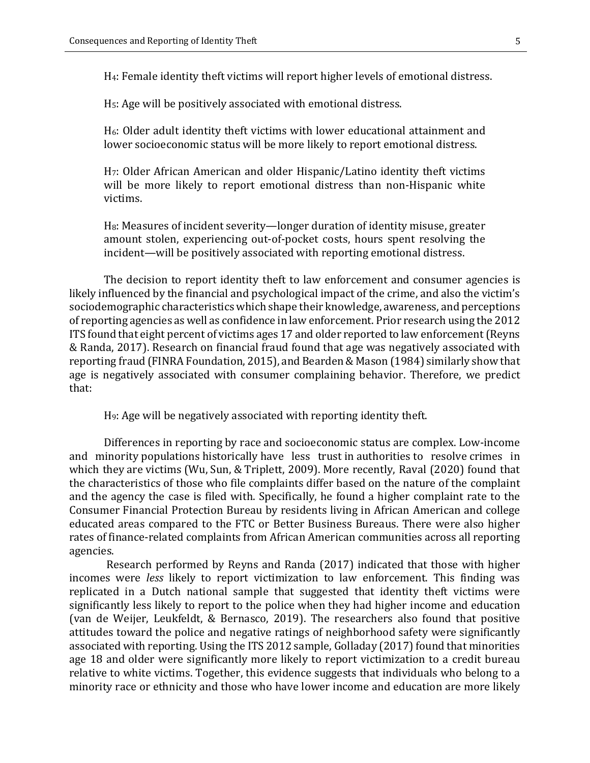$H_4$: Female identity theft victims will report higher levels of emotional distress.

$H_5$: Age will be positively associated with emotional distress.

$H_6$: Older adult identity theft victims with lower educational attainment and lower socioeconomic status will be more likely to report emotional distress.

$H_7$: Older African American and older Hispanic/Latino identity theft victims will be more likely to report emotional distress than non-Hispanic white victims.

$H_8$: Measures of incident severity—longer duration of identity misuse, greater amount stolen, experiencing out-of-pocket costs, hours spent resolving the incident—will be positively associated with reporting emotional distress.

The decision to report identity theft to law enforcement and consumer agencies is likely influenced by the financial and psychological impact of the crime, and also the victim's sociodemographic characteristics which shape their knowledge, awareness, and perceptions of reporting agencies as well as confidence in law enforcement. Prior research using the 2012 ITS found that eight percent of victims ages 17 and older reported to law enforcement (Reyns & Randa, 2017). Research on financial fraud found that age was negatively associated with reporting fraud (FINRA Foundation, 2015), and Bearden & Mason (1984) similarly show that age is negatively associated with consumer complaining behavior. Therefore, we predict that:

$H_9$: Age will be negatively associated with reporting identity theft.

Differences in reporting by race and socioeconomic status are complex. Low-income and minority populations historically have less trust in authorities to resolve crimes in which they are victims (Wu, Sun, & Triplett, 2009). More recently, Raval (2020) found that the characteristics of those who file complaints differ based on the nature of the complaint and the agency the case is filed with. Specifically, he found a higher complaint rate to the Consumer Financial Protection Bureau by residents living in African American and college educated areas compared to the FTC or Better Business Bureaus. There were also higher rates of finance-related complaints from African American communities across all reporting agencies.

Research performed by Reyns and Randa (2017) indicated that those with higher incomes were *less* likely to report victimization to law enforcement. This finding was replicated in a Dutch national sample that suggested that identity theft victims were significantly less likely to report to the police when they had higher income and education (van de Weijer, Leukfeldt, & Bernasco, 2019). The researchers also found that positive attitudes toward the police and negative ratings of neighborhood safety were significantly associated with reporting. Using the ITS 2012 sample, Golladay (2017) found that minorities age 18 and older were significantly more likely to report victimization to a credit bureau relative to white victims. Together, this evidence suggests that individuals who belong to a minority race or ethnicity and those who have lower income and education are more likely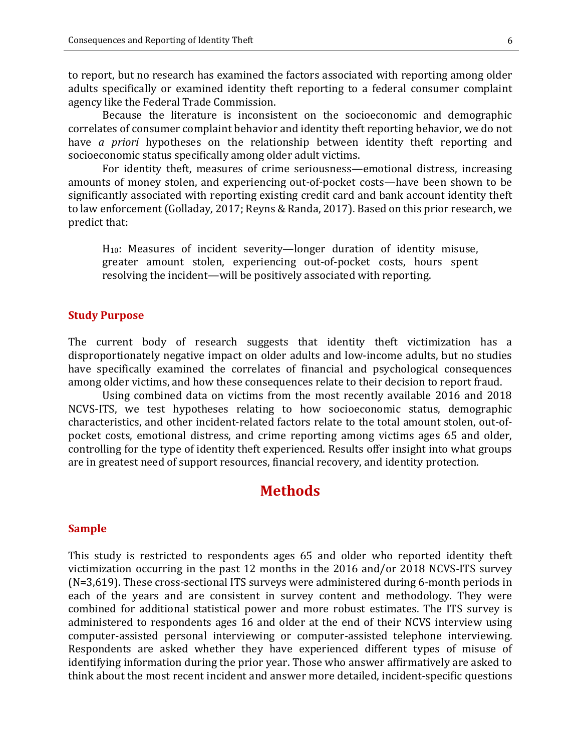to report, but no research has examined the factors associated with reporting among older adults specifically or examined identity theft reporting to a federal consumer complaint agency like the Federal Trade Commission.

Because the literature is inconsistent on the socioeconomic and demographic correlates of consumer complaint behavior and identity theft reporting behavior, we do not have *a priori* hypotheses on the relationship between identity theft reporting and socioeconomic status specifically among older adult victims.

For identity theft, measures of crime seriousness—emotional distress, increasing amounts of money stolen, and experiencing out-of-pocket costs—have been shown to be significantly associated with reporting existing credit card and bank account identity theft to law enforcement (Golladay, 2017; Reyns & Randa, 2017). Based on this prior research, we predict that:

> $H_{10}$: Measures of incident severity—longer duration of identity misuse, greater amount stolen, experiencing out-of-pocket costs, hours spent resolving the incident—will be positively associated with reporting.

### Study Purpose

The current body of research suggests that identity theft victimization has a disproportionately negative impact on older adults and low-income adults, but no studies have specifically examined the correlates of financial and psychological consequences among older victims, and how these consequences relate to their decision to report fraud.

Using combined data on victims from the most recently available 2016 and 2018 NCVS-ITS, we test hypotheses relating to how socioeconomic status, demographic characteristics, and other incident-related factors relate to the total amount stolen, out-of-pocket costs, emotional distress, and crime reporting among victims ages 65 and older, controlling for the type of identity theft experienced. Results offer insight into what groups are in greatest need of support resources, financial recovery, and identity protection.

## Methods

### Sample

This study is restricted to respondents ages 65 and older who reported identity theft victimization occurring in the past 12 months in the 2016 and/or 2018 NCVS-ITS survey (N=3,619). These cross-sectional ITS surveys were administered during 6-month periods in each of the years and are consistent in survey content and methodology. They were combined for additional statistical power and more robust estimates. The ITS survey is administered to respondents ages 16 and older at the end of their NCVS interview using computer-assisted personal interviewing or computer-assisted telephone interviewing. Respondents are asked whether they have experienced different types of misuse of identifying information during the prior year. Those who answer affirmatively are asked to think about the most recent incident and answer more detailed, incident-specific questions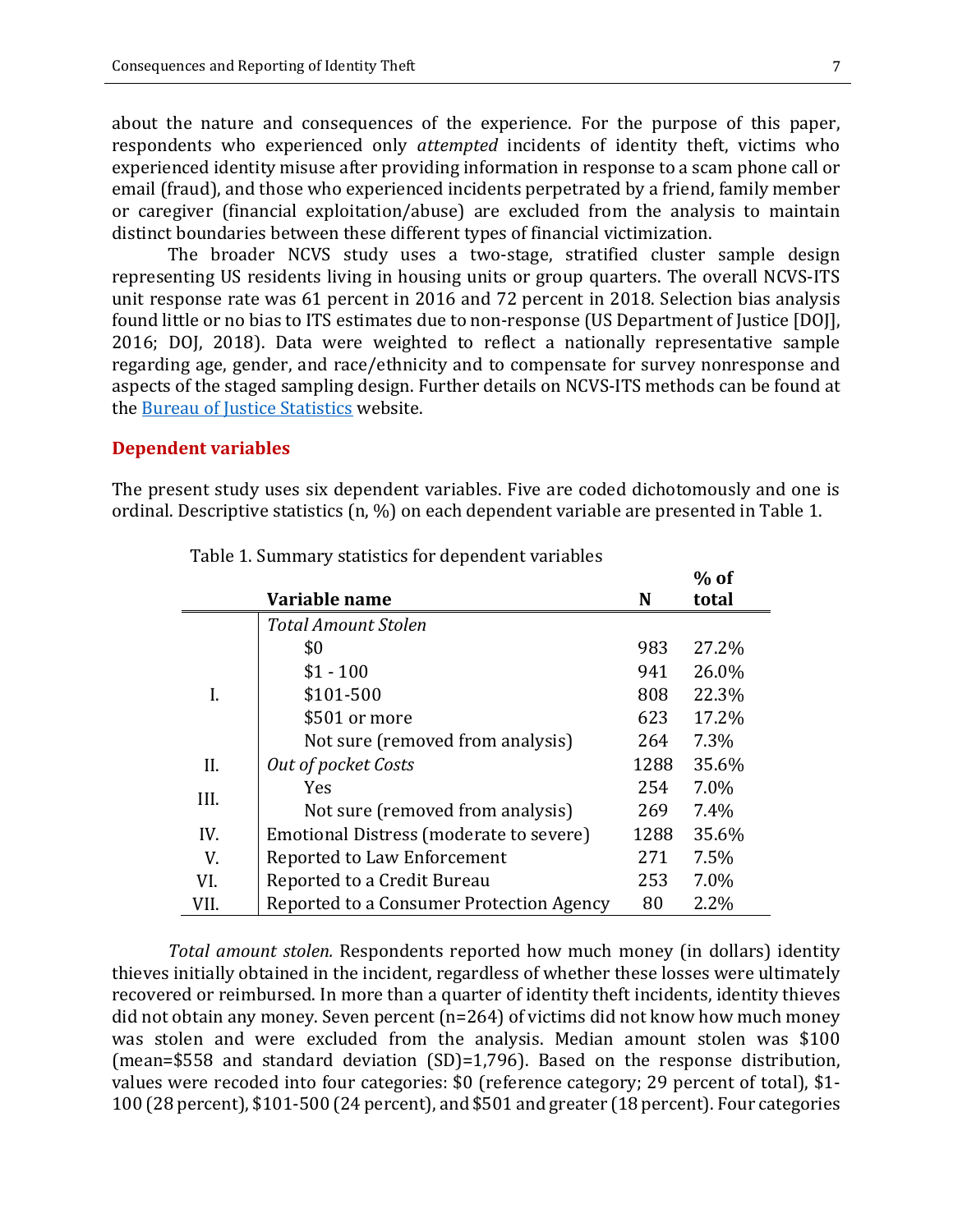about the nature and consequences of the experience. For the purpose of this paper, respondents who experienced only *attempted* incidents of identity theft, victims who experienced identity misuse after providing information in response to a scam phone call or email (fraud), and those who experienced incidents perpetrated by a friend, family member or caregiver (financial exploitation/abuse) are excluded from the analysis to maintain distinct boundaries between these different types of financial victimization.

The broader NCVS study uses a two-stage, stratified cluster sample design representing US residents living in housing units or group quarters. The overall NCVS-ITS unit response rate was 61 percent in 2016 and 72 percent in 2018. Selection bias analysis found little or no bias to ITS estimates due to non-response (US Department of Justice [DOJ], 2016; DOJ, 2018). Data were weighted to reflect a nationally representative sample regarding age, gender, and race/ethnicity and to compensate for survey nonresponse and aspects of the staged sampling design. Further details on NCVS-ITS methods can be found at the Bureau of Justice Statistics website.

## Dependent variables

The present study uses six dependent variables. Five are coded dichotomously and one is ordinal. Descriptive statistics (n, %) on each dependent variable are presented in Table 1.

Table 1. Summary statistics for dependent variables

| | Variable name | N | % of total |
|---|---|---|---|
| I. | *Total Amount Stolen* | | |
| | $0 | 983 | 27.2% |
| | $1 - 100 | 941 | 26.0% |
| | $101-500 | 808 | 22.3% |
| | $501 or more | 623 | 17.2% |
| | Not sure (removed from analysis) | 264 | 7.3% |
| II. | *Out of pocket Costs* | 1288 | 35.6% |
| III. | Yes | 254 | 7.0% |
| | Not sure (removed from analysis) | 269 | 7.4% |
| IV. | Emotional Distress (moderate to severe) | 1288 | 35.6% |
| V. | Reported to Law Enforcement | 271 | 7.5% |
| VI. | Reported to a Credit Bureau | 253 | 7.0% |
| VII. | Reported to a Consumer Protection Agency | 80 | 2.2% |

*Total amount stolen.* Respondents reported how much money (in dollars) identity thieves initially obtained in the incident, regardless of whether these losses were ultimately recovered or reimbursed. In more than a quarter of identity theft incidents, identity thieves did not obtain any money. Seven percent (n=264) of victims did not know how much money was stolen and were excluded from the analysis. Median amount stolen was $100 (mean=$558 and standard deviation (SD)=1,796). Based on the response distribution, values were recoded into four categories: $0 (reference category; 29 percent of total), $1-100 (28 percent), $101-500 (24 percent), and $501 and greater (18 percent). Four categories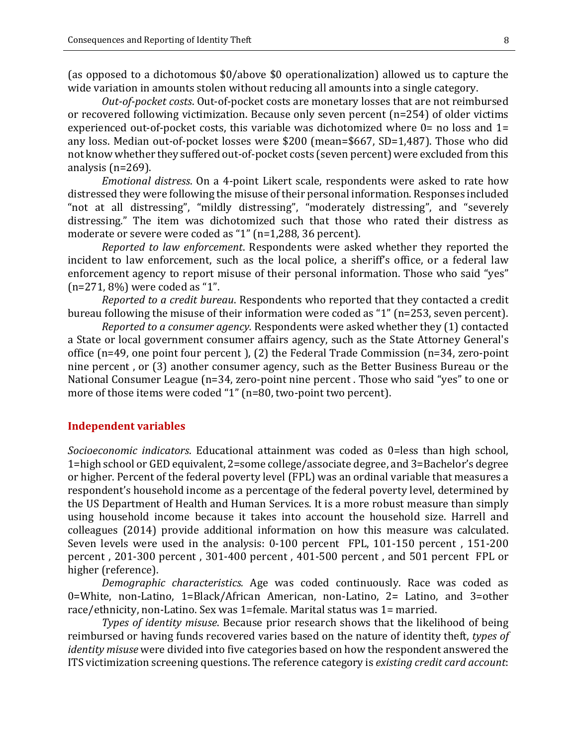(as opposed to a dichotomous $0/above $0 operationalization) allowed us to capture the wide variation in amounts stolen without reducing all amounts into a single category.

*Out-of-pocket costs*. Out-of-pocket costs are monetary losses that are not reimbursed or recovered following victimization. Because only seven percent (n=254) of older victims experienced out-of-pocket costs, this variable was dichotomized where 0= no loss and 1= any loss. Median out-of-pocket losses were $200 (mean=$667, SD=1,487). Those who did not know whether they suffered out-of-pocket costs (seven percent) were excluded from this analysis (n=269).

*Emotional distress*. On a 4-point Likert scale, respondents were asked to rate how distressed they were following the misuse of their personal information. Responses included "not at all distressing", "mildly distressing", "moderately distressing", and "severely distressing." The item was dichotomized such that those who rated their distress as moderate or severe were coded as "1" (n=1,288, 36 percent).

*Reported to law enforcement*. Respondents were asked whether they reported the incident to law enforcement, such as the local police, a sheriff's office, or a federal law enforcement agency to report misuse of their personal information. Those who said "yes" (n=271, 8%) were coded as "1".

*Reported to a credit bureau*. Respondents who reported that they contacted a credit bureau following the misuse of their information were coded as "1" (n=253, seven percent).

*Reported to a consumer agency.* Respondents were asked whether they (1) contacted a State or local government consumer affairs agency, such as the State Attorney General's office (n=49, one point four percent ), (2) the Federal Trade Commission (n=34, zero-point nine percent , or (3) another consumer agency, such as the Better Business Bureau or the National Consumer League (n=34, zero-point nine percent . Those who said "yes" to one or more of those items were coded "1" (n=80, two-point two percent).

## Independent variables

*Socioeconomic indicators*. Educational attainment was coded as 0=less than high school, 1=high school or GED equivalent, 2=some college/associate degree, and 3=Bachelor's degree or higher. Percent of the federal poverty level (FPL) was an ordinal variable that measures a respondent's household income as a percentage of the federal poverty level, determined by the US Department of Health and Human Services. It is a more robust measure than simply using household income because it takes into account the household size. Harrell and colleagues (2014) provide additional information on how this measure was calculated. Seven levels were used in the analysis: 0-100 percent FPL, 101-150 percent , 151-200 percent , 201-300 percent , 301-400 percent , 401-500 percent , and 501 percent FPL or higher (reference).

*Demographic characteristics.* Age was coded continuously. Race was coded as 0=White, non-Latino, 1=Black/African American, non-Latino, 2= Latino, and 3=other race/ethnicity, non-Latino. Sex was 1=female. Marital status was 1= married.

*Types of identity misuse*. Because prior research shows that the likelihood of being reimbursed or having funds recovered varies based on the nature of identity theft, *types of identity misuse* were divided into five categories based on how the respondent answered the ITS victimization screening questions. The reference category is *existing credit card account*: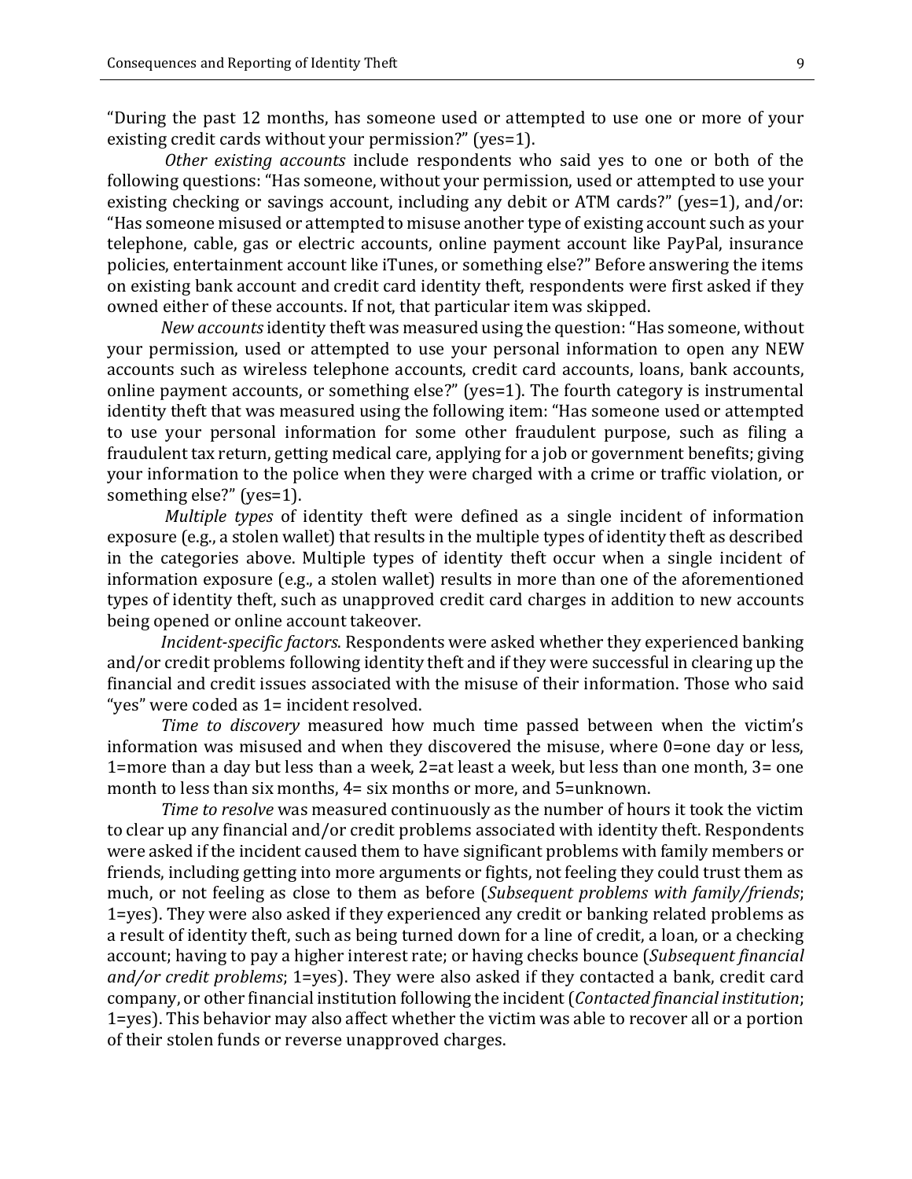"During the past 12 months, has someone used or attempted to use one or more of your existing credit cards without your permission?" (yes=1).

*Other existing accounts* include respondents who said yes to one or both of the following questions: "Has someone, without your permission, used or attempted to use your existing checking or savings account, including any debit or ATM cards?" (yes=1), and/or: "Has someone misused or attempted to misuse another type of existing account such as your telephone, cable, gas or electric accounts, online payment account like PayPal, insurance policies, entertainment account like iTunes, or something else?" Before answering the items on existing bank account and credit card identity theft, respondents were first asked if they owned either of these accounts. If not, that particular item was skipped.

*New accounts* identity theft was measured using the question: "Has someone, without your permission, used or attempted to use your personal information to open any NEW accounts such as wireless telephone accounts, credit card accounts, loans, bank accounts, online payment accounts, or something else?" (yes=1). The fourth category is instrumental identity theft that was measured using the following item: "Has someone used or attempted to use your personal information for some other fraudulent purpose, such as filing a fraudulent tax return, getting medical care, applying for a job or government benefits; giving your information to the police when they were charged with a crime or traffic violation, or something else?" (yes=1).

*Multiple types* of identity theft were defined as a single incident of information exposure (e.g., a stolen wallet) that results in the multiple types of identity theft as described in the categories above. Multiple types of identity theft occur when a single incident of information exposure (e.g., a stolen wallet) results in more than one of the aforementioned types of identity theft, such as unapproved credit card charges in addition to new accounts being opened or online account takeover.

*Incident-specific factors*. Respondents were asked whether they experienced banking and/or credit problems following identity theft and if they were successful in clearing up the financial and credit issues associated with the misuse of their information. Those who said "yes" were coded as 1= incident resolved.

*Time to discovery* measured how much time passed between when the victim's information was misused and when they discovered the misuse, where 0=one day or less, 1=more than a day but less than a week, 2=at least a week, but less than one month, 3= one month to less than six months, 4= six months or more, and 5=unknown.

*Time to resolve* was measured continuously as the number of hours it took the victim to clear up any financial and/or credit problems associated with identity theft. Respondents were asked if the incident caused them to have significant problems with family members or friends, including getting into more arguments or fights, not feeling they could trust them as much, or not feeling as close to them as before (*Subsequent problems with family/friends*; 1=yes). They were also asked if they experienced any credit or banking related problems as a result of identity theft, such as being turned down for a line of credit, a loan, or a checking account; having to pay a higher interest rate; or having checks bounce (*Subsequent financial and/or credit problems*; 1=yes). They were also asked if they contacted a bank, credit card company, or other financial institution following the incident (*Contacted financial institution*; 1=yes). This behavior may also affect whether the victim was able to recover all or a portion of their stolen funds or reverse unapproved charges.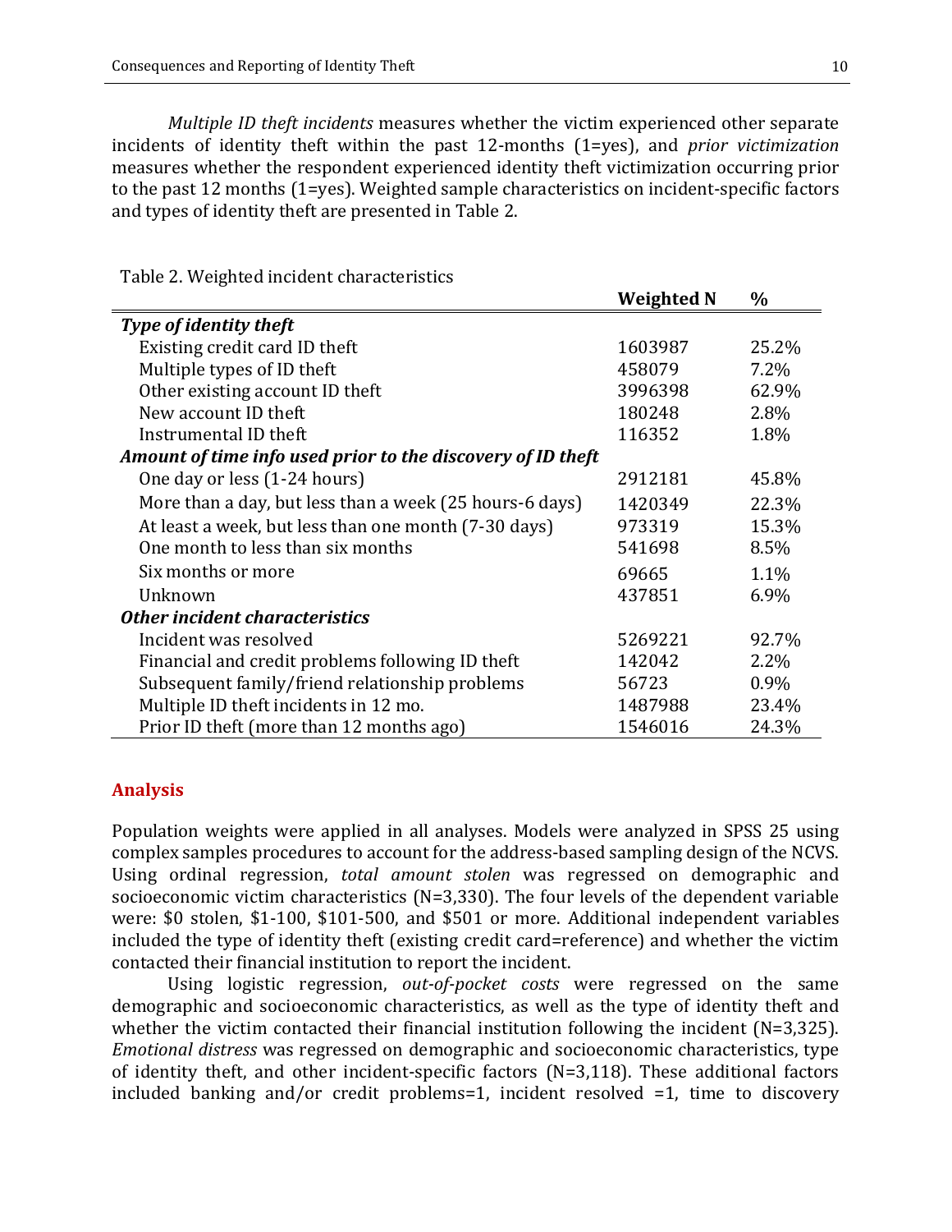*Multiple ID theft incidents* measures whether the victim experienced other separate incidents of identity theft within the past 12-months (1=yes), and *prior victimization* measures whether the respondent experienced identity theft victimization occurring prior to the past 12 months (1=yes). Weighted sample characteristics on incident-specific factors and types of identity theft are presented in Table 2.

Table 2. Weighted incident characteristics

| | Weighted N | % |
|---|---|---|
| ***Type of identity theft*** | | |
| Existing credit card ID theft | 1603987 | 25.2% |
| Multiple types of ID theft | 458079 | 7.2% |
| Other existing account ID theft | 3996398 | 62.9% |
| New account ID theft | 180248 | 2.8% |
| Instrumental ID theft | 116352 | 1.8% |
| ***Amount of time info used prior to the discovery of ID theft*** | | |
| One day or less (1-24 hours) | 2912181 | 45.8% |
| More than a day, but less than a week (25 hours-6 days) | 1420349 | 22.3% |
| At least a week, but less than one month (7-30 days) | 973319 | 15.3% |
| One month to less than six months | 541698 | 8.5% |
| Six months or more | 69665 | 1.1% |
| Unknown | 437851 | 6.9% |
| ***Other incident characteristics*** | | |
| Incident was resolved | 5269221 | 92.7% |
| Financial and credit problems following ID theft | 142042 | 2.2% |
| Subsequent family/friend relationship problems | 56723 | 0.9% |
| Multiple ID theft incidents in 12 mo. | 1487988 | 23.4% |
| Prior ID theft (more than 12 months ago) | 1546016 | 24.3% |

## Analysis

Population weights were applied in all analyses. Models were analyzed in SPSS 25 using complex samples procedures to account for the address-based sampling design of the NCVS. Using ordinal regression, *total amount stolen* was regressed on demographic and socioeconomic victim characteristics (N=3,330). The four levels of the dependent variable were: $0 stolen, $1-100, $101-500, and $501 or more. Additional independent variables included the type of identity theft (existing credit card=reference) and whether the victim contacted their financial institution to report the incident.

Using logistic regression, *out-of-pocket costs* were regressed on the same demographic and socioeconomic characteristics, as well as the type of identity theft and whether the victim contacted their financial institution following the incident (N=3,325). *Emotional distress* was regressed on demographic and socioeconomic characteristics, type of identity theft, and other incident-specific factors (N=3,118). These additional factors included banking and/or credit problems=1, incident resolved =1, time to discovery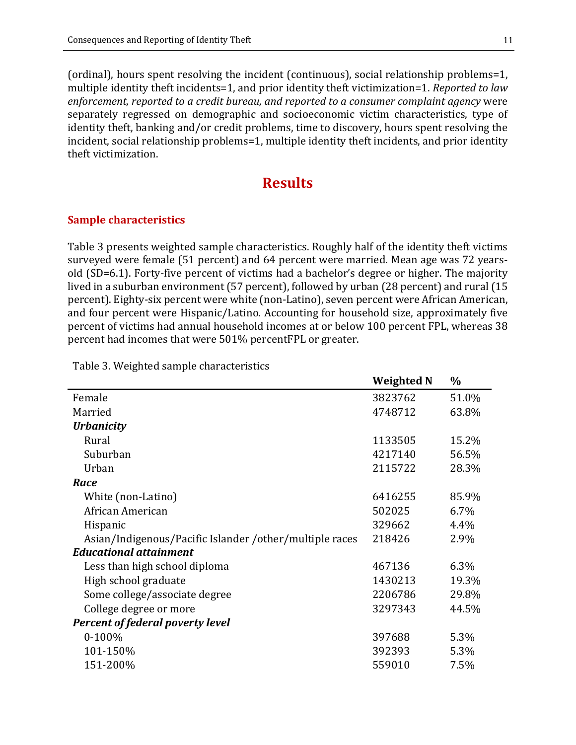(ordinal), hours spent resolving the incident (continuous), social relationship problems=1, multiple identity theft incidents=1, and prior identity theft victimization=1. *Reported to law enforcement, reported to a credit bureau, and reported to a consumer complaint agency* were separately regressed on demographic and socioeconomic victim characteristics, type of identity theft, banking and/or credit problems, time to discovery, hours spent resolving the incident, social relationship problems=1, multiple identity theft incidents, and prior identity theft victimization.

# Results

## Sample characteristics

Table 3 presents weighted sample characteristics. Roughly half of the identity theft victims surveyed were female (51 percent) and 64 percent were married. Mean age was 72 years-old (SD=6.1). Forty-five percent of victims had a bachelor's degree or higher. The majority lived in a suburban environment (57 percent), followed by urban (28 percent) and rural (15 percent). Eighty-six percent were white (non-Latino), seven percent were African American, and four percent were Hispanic/Latino. Accounting for household size, approximately five percent of victims had annual household incomes at or below 100 percent FPL, whereas 38 percent had incomes that were 501% percentFPL or greater.

Table 3. Weighted sample characteristics

| | **Weighted N** | **%** |
|---|---|---|
| Female | 3823762 | 51.0% |
| Married | 4748712 | 63.8% |
| ***Urbanicity*** | | |
| Rural | 1133505 | 15.2% |
| Suburban | 4217140 | 56.5% |
| Urban | 2115722 | 28.3% |
| ***Race*** | | |
| White (non-Latino) | 6416255 | 85.9% |
| African American | 502025 | 6.7% |
| Hispanic | 329662 | 4.4% |
| Asian/Indigenous/Pacific Islander /other/multiple races | 218426 | 2.9% |
| ***Educational attainment*** | | |
| Less than high school diploma | 467136 | 6.3% |
| High school graduate | 1430213 | 19.3% |
| Some college/associate degree | 2206786 | 29.8% |
| College degree or more | 3297343 | 44.5% |
| ***Percent of federal poverty level*** | | |
| 0-100% | 397688 | 5.3% |
| 101-150% | 392393 | 5.3% |
| 151-200% | 559010 | 7.5% |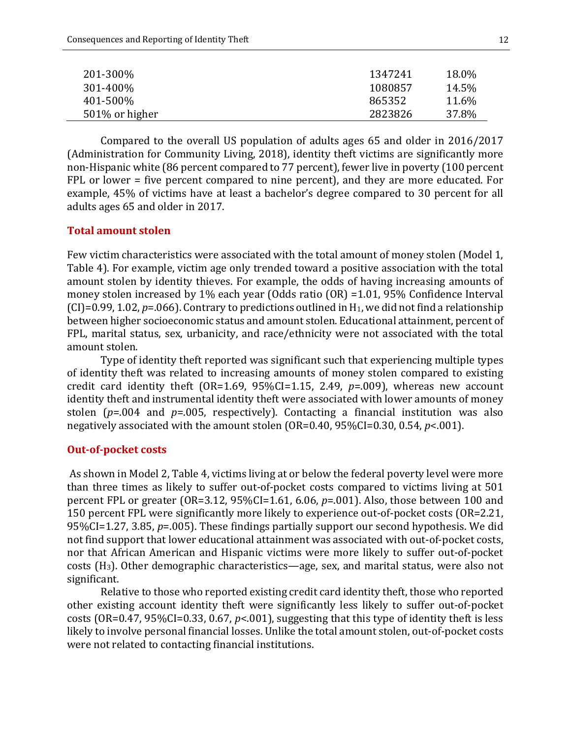| | | |
|---|---|---|
| 201-300% | 1347241 | 18.0% |
| 301-400% | 1080857 | 14.5% |
| 401-500% | 865352 | 11.6% |
| 501% or higher | 2823826 | 37.8% |

Compared to the overall US population of adults ages 65 and older in 2016/2017 (Administration for Community Living, 2018), identity theft victims are significantly more non-Hispanic white (86 percent compared to 77 percent), fewer live in poverty (100 percent FPL or lower = five percent compared to nine percent), and they are more educated. For example, 45% of victims have at least a bachelor's degree compared to 30 percent for all adults ages 65 and older in 2017.

## Total amount stolen

Few victim characteristics were associated with the total amount of money stolen (Model 1, Table 4). For example, victim age only trended toward a positive association with the total amount stolen by identity thieves. For example, the odds of having increasing amounts of money stolen increased by 1% each year (Odds ratio (OR) =1.01, 95% Confidence Interval (CI)=0.99, 1.02, *p*=.066). Contrary to predictions outlined in $H_1$, we did not find a relationship between higher socioeconomic status and amount stolen. Educational attainment, percent of FPL, marital status, sex, urbanicity, and race/ethnicity were not associated with the total amount stolen.

Type of identity theft reported was significant such that experiencing multiple types of identity theft was related to increasing amounts of money stolen compared to existing credit card identity theft (OR=1.69, 95%CI=1.15, 2.49, *p*=.009), whereas new account identity theft and instrumental identity theft were associated with lower amounts of money stolen (*p*=.004 and *p*=.005, respectively). Contacting a financial institution was also negatively associated with the amount stolen (OR=0.40, 95%CI=0.30, 0.54, *p*<.001).

## Out-of-pocket costs

As shown in Model 2, Table 4, victims living at or below the federal poverty level were more than three times as likely to suffer out-of-pocket costs compared to victims living at 501 percent FPL or greater (OR=3.12, 95%CI=1.61, 6.06, *p*=.001). Also, those between 100 and 150 percent FPL were significantly more likely to experience out-of-pocket costs (OR=2.21, 95%CI=1.27, 3.85, *p*=.005). These findings partially support our second hypothesis. We did not find support that lower educational attainment was associated with out-of-pocket costs, nor that African American and Hispanic victims were more likely to suffer out-of-pocket costs ($H_3$). Other demographic characteristics—age, sex, and marital status, were also not significant.

Relative to those who reported existing credit card identity theft, those who reported other existing account identity theft were significantly less likely to suffer out-of-pocket costs (OR=0.47, 95%CI=0.33, 0.67, *p*<.001), suggesting that this type of identity theft is less likely to involve personal financial losses. Unlike the total amount stolen, out-of-pocket costs were not related to contacting financial institutions.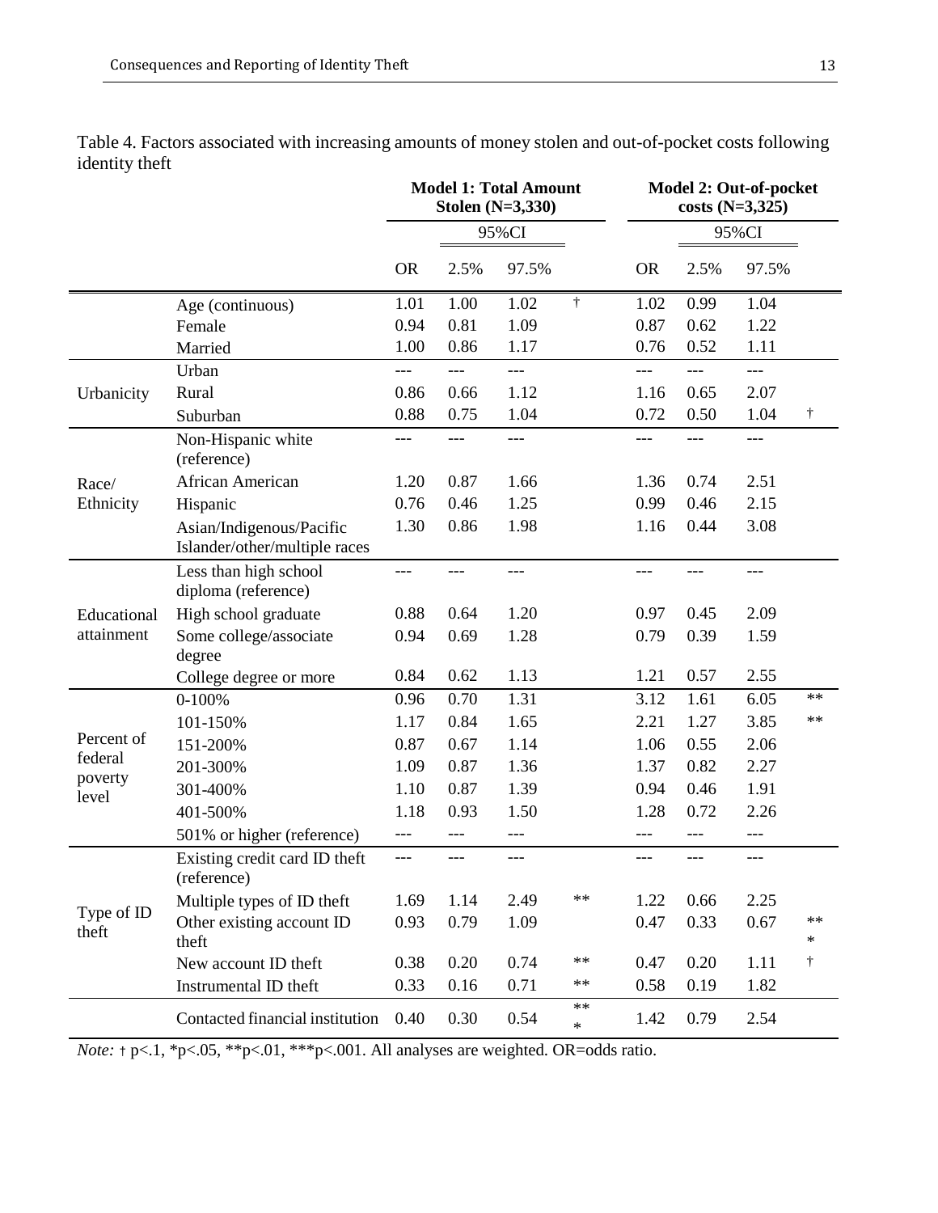Table 4. Factors associated with increasing amounts of money stolen and out-of-pocket costs following identity theft

| | | Model 1: Total Amount Stolen (N=3,330) | | | | Model 2: Out-of-pocket costs (N=3,325) | | | |
|---|---|---|---|---|---|---|---|---|---|
| | | | 95%CI | | | | 95%CI | | |
| | | OR | 2.5% | 97.5% | | OR | 2.5% | 97.5% | |
| | Age (continuous) | 1.01 | 1.00 | 1.02 | † | 1.02 | 0.99 | 1.04 | |
| | Female | 0.94 | 0.81 | 1.09 | | 0.87 | 0.62 | 1.22 | |
| | Married | 1.00 | 0.86 | 1.17 | | 0.76 | 0.52 | 1.11 | |
| Urbanicity | Urban | --- | --- | --- | | --- | --- | --- | |
| | Rural | 0.86 | 0.66 | 1.12 | | 1.16 | 0.65 | 2.07 | |
| | Suburban | 0.88 | 0.75 | 1.04 | | 0.72 | 0.50 | 1.04 | † |
| Race/ Ethnicity | Non-Hispanic white (reference) | --- | --- | --- | | --- | --- | --- | |
| | African American | 1.20 | 0.87 | 1.66 | | 1.36 | 0.74 | 2.51 | |
| | Hispanic | 0.76 | 0.46 | 1.25 | | 0.99 | 0.46 | 2.15 | |
| | Asian/Indigenous/Pacific Islander/other/multiple races | 1.30 | 0.86 | 1.98 | | 1.16 | 0.44 | 3.08 | |
| Educational attainment | Less than high school diploma (reference) | --- | --- | --- | | --- | --- | --- | |
| | High school graduate | 0.88 | 0.64 | 1.20 | | 0.97 | 0.45 | 2.09 | |
| | Some college/associate degree | 0.94 | 0.69 | 1.28 | | 0.79 | 0.39 | 1.59 | |
| | College degree or more | 0.84 | 0.62 | 1.13 | | 1.21 | 0.57 | 2.55 | |
| Percent of federal poverty level | 0-100% | 0.96 | 0.70 | 1.31 | | 3.12 | 1.61 | 6.05 | ** |
| | 101-150% | 1.17 | 0.84 | 1.65 | | 2.21 | 1.27 | 3.85 | ** |
| | 151-200% | 0.87 | 0.67 | 1.14 | | 1.06 | 0.55 | 2.06 | |
| | 201-300% | 1.09 | 0.87 | 1.36 | | 1.37 | 0.82 | 2.27 | |
| | 301-400% | 1.10 | 0.87 | 1.39 | | 0.94 | 0.46 | 1.91 | |
| | 401-500% | 1.18 | 0.93 | 1.50 | | 1.28 | 0.72 | 2.26 | |
| | 501% or higher (reference) | --- | --- | --- | | --- | --- | --- | |
| Type of ID theft | Existing credit card ID theft (reference) | --- | --- | --- | | --- | --- | --- | |
| | Multiple types of ID theft | 1.69 | 1.14 | 2.49 | ** | 1.22 | 0.66 | 2.25 | |
| | Other existing account ID theft | 0.93 | 0.79 | 1.09 | | 0.47 | 0.33 | 0.67 | *** |
| | New account ID theft | 0.38 | 0.20 | 0.74 | ** | 0.47 | 0.20 | 1.11 | † |
| | Instrumental ID theft | 0.33 | 0.16 | 0.71 | ** | 0.58 | 0.19 | 1.82 | |
| | Contacted financial institution | 0.40 | 0.30 | 0.54 | *** | 1.42 | 0.79 | 2.54 | |

*Note:* † p<.1, *p<.05, **p<.01, ***p<.001. All analyses are weighted. OR=odds ratio.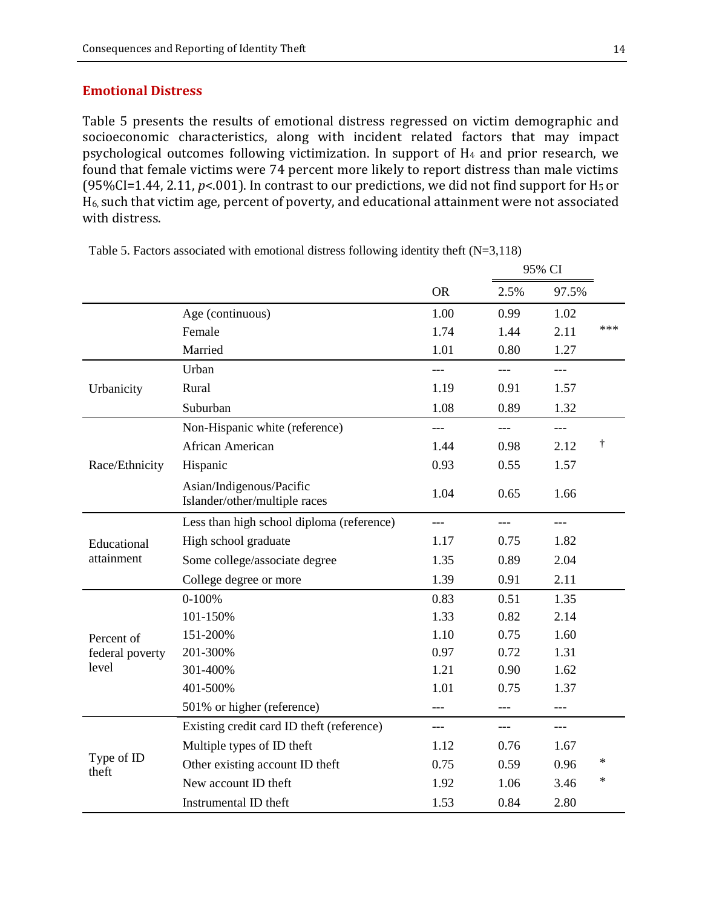## Emotional Distress

Table 5 presents the results of emotional distress regressed on victim demographic and socioeconomic characteristics, along with incident related factors that may impact psychological outcomes following victimization. In support of $H_4$ and prior research, we found that female victims were 74 percent more likely to report distress than male victims (95%CI=1.44, 2.11, $p$<.001). In contrast to our predictions, we did not find support for $H_5$ or $H_6$, such that victim age, percent of poverty, and educational attainment were not associated with distress.

Table 5. Factors associated with emotional distress following identity theft (N=3,118)

| | | | 95% CI | | |
|---|---|---|---|---|---|
| | | OR | 2.5% | 97.5% | |
| | Age (continuous) | 1.00 | 0.99 | 1.02 | |
| | Female | 1.74 | 1.44 | 2.11 | *** |
| | Married | 1.01 | 0.80 | 1.27 | |
| Urbanicity | Urban | --- | --- | --- | |
| | Rural | 1.19 | 0.91 | 1.57 | |
| | Suburban | 1.08 | 0.89 | 1.32 | |
| Race/Ethnicity | Non-Hispanic white (reference) | --- | --- | --- | |
| | African American | 1.44 | 0.98 | 2.12 | † |
| | Hispanic | 0.93 | 0.55 | 1.57 | |
| | Asian/Indigenous/Pacific Islander/other/multiple races | 1.04 | 0.65 | 1.66 | |
| Educational attainment | Less than high school diploma (reference) | --- | --- | --- | |
| | High school graduate | 1.17 | 0.75 | 1.82 | |
| | Some college/associate degree | 1.35 | 0.89 | 2.04 | |
| | College degree or more | 1.39 | 0.91 | 2.11 | |
| Percent of federal poverty level | 0-100% | 0.83 | 0.51 | 1.35 | |
| | 101-150% | 1.33 | 0.82 | 2.14 | |
| | 151-200% | 1.10 | 0.75 | 1.60 | |
| | 201-300% | 0.97 | 0.72 | 1.31 | |
| | 301-400% | 1.21 | 0.90 | 1.62 | |
| | 401-500% | 1.01 | 0.75 | 1.37 | |
| | 501% or higher (reference) | --- | --- | --- | |
| Type of ID theft | Existing credit card ID theft (reference) | --- | --- | --- | |
| | Multiple types of ID theft | 1.12 | 0.76 | 1.67 | |
| | Other existing account ID theft | 0.75 | 0.59 | 0.96 | * |
| | New account ID theft | 1.92 | 1.06 | 3.46 | * |
| | Instrumental ID theft | 1.53 | 0.84 | 2.80 | |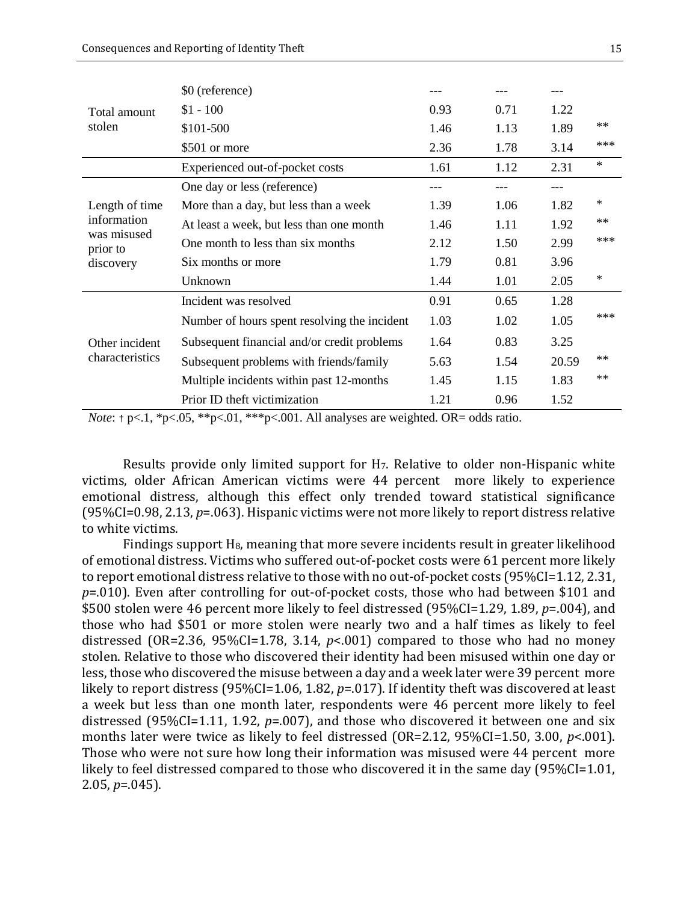| | | | | | |
|---|---|---|---|---|---|
| Total amount stolen | $0 (reference) | --- | --- | --- | |
| | $1 - 100 | 0.93 | 0.71 | 1.22 | |
| | $101-500 | 1.46 | 1.13 | 1.89 | ** |
| | $501 or more | 2.36 | 1.78 | 3.14 | *** |
| | Experienced out-of-pocket costs | 1.61 | 1.12 | 2.31 | * |
| Length of time information was misused prior to discovery | One day or less (reference) | --- | --- | --- | |
| | More than a day, but less than a week | 1.39 | 1.06 | 1.82 | * |
| | At least a week, but less than one month | 1.46 | 1.11 | 1.92 | ** |
| | One month to less than six months | 2.12 | 1.50 | 2.99 | *** |
| | Six months or more | 1.79 | 0.81 | 3.96 | |
| | Unknown | 1.44 | 1.01 | 2.05 | * |
| Other incident characteristics | Incident was resolved | 0.91 | 0.65 | 1.28 | |
| | Number of hours spent resolving the incident | 1.03 | 1.02 | 1.05 | *** |
| | Subsequent financial and/or credit problems | 1.64 | 0.83 | 3.25 | |
| | Subsequent problems with friends/family | 5.63 | 1.54 | 20.59 | ** |
| | Multiple incidents within past 12-months | 1.45 | 1.15 | 1.83 | ** |
| | Prior ID theft victimization | 1.21 | 0.96 | 1.52 | |

*Note*: † p<.1, *p<.05, **p<.01, ***p<.001. All analyses are weighted. OR= odds ratio.

Results provide only limited support for $H_7$. Relative to older non-Hispanic white victims, older African American victims were 44 percent more likely to experience emotional distress, although this effect only trended toward statistical significance (95%CI=0.98, 2.13, *p*=.063). Hispanic victims were not more likely to report distress relative to white victims.

Findings support $H_8$, meaning that more severe incidents result in greater likelihood of emotional distress. Victims who suffered out-of-pocket costs were 61 percent more likely to report emotional distress relative to those with no out-of-pocket costs (95%CI=1.12, 2.31, *p*=.010). Even after controlling for out-of-pocket costs, those who had between $101 and $500 stolen were 46 percent more likely to feel distressed (95%CI=1.29, 1.89, *p*=.004), and those who had $501 or more stolen were nearly two and a half times as likely to feel distressed (OR=2.36, 95%CI=1.78, 3.14, *p*<.001) compared to those who had no money stolen. Relative to those who discovered their identity had been misused within one day or less, those who discovered the misuse between a day and a week later were 39 percent more likely to report distress (95%CI=1.06, 1.82, *p*=.017). If identity theft was discovered at least a week but less than one month later, respondents were 46 percent more likely to feel distressed (95%CI=1.11, 1.92, *p*=.007), and those who discovered it between one and six months later were twice as likely to feel distressed (OR=2.12, 95%CI=1.50, 3.00, *p*<.001). Those who were not sure how long their information was misused were 44 percent more likely to feel distressed compared to those who discovered it in the same day (95%CI=1.01, 2.05, *p*=.045).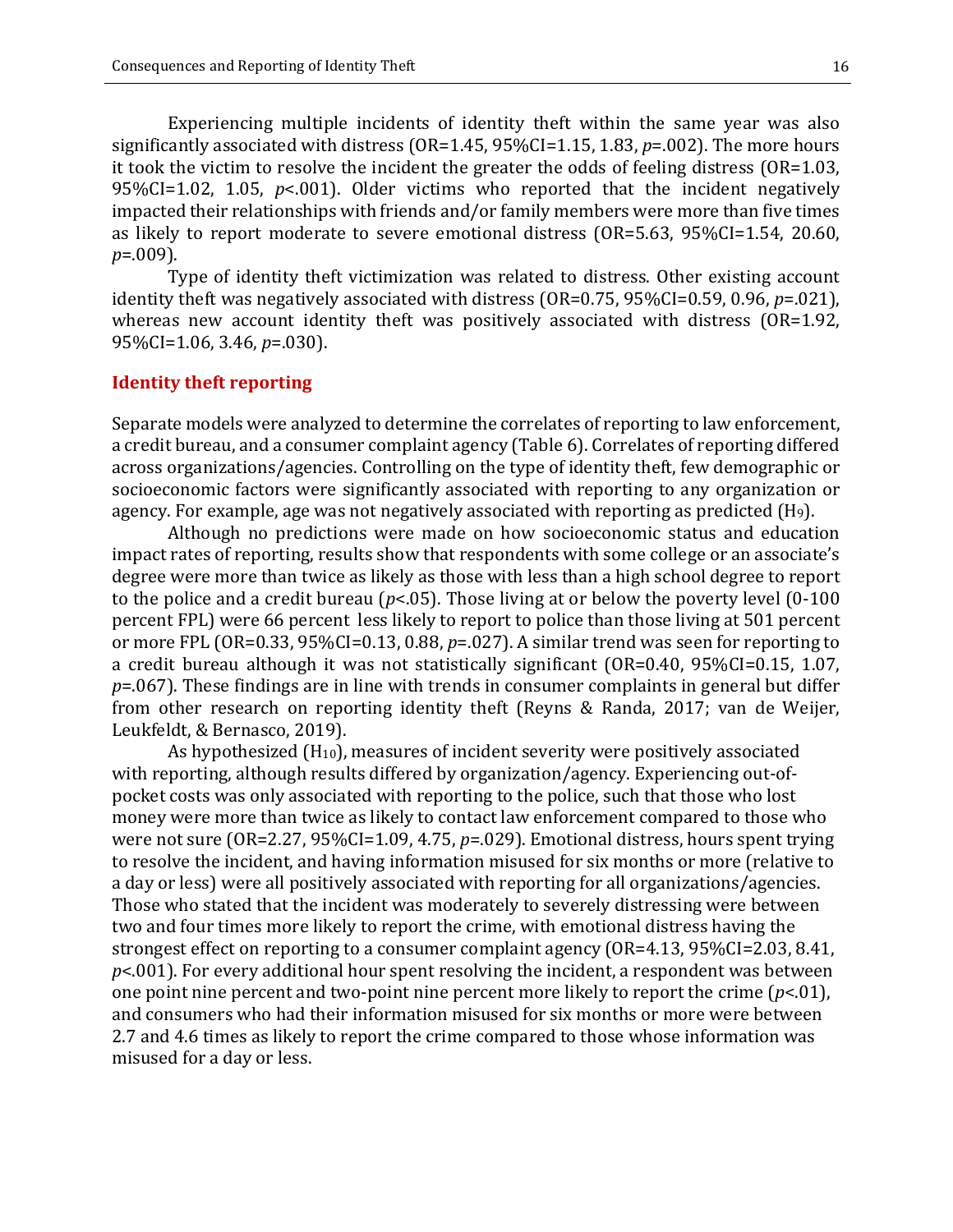Experiencing multiple incidents of identity theft within the same year was also significantly associated with distress (OR=1.45, 95%CI=1.15, 1.83, *p*=.002). The more hours it took the victim to resolve the incident the greater the odds of feeling distress (OR=1.03, 95%CI=1.02, 1.05, *p*<.001). Older victims who reported that the incident negatively impacted their relationships with friends and/or family members were more than five times as likely to report moderate to severe emotional distress (OR=5.63, 95%CI=1.54, 20.60, *p*=.009).

Type of identity theft victimization was related to distress. Other existing account identity theft was negatively associated with distress (OR=0.75, 95%CI=0.59, 0.96, *p*=.021), whereas new account identity theft was positively associated with distress (OR=1.92, 95%CI=1.06, 3.46, *p*=.030).

### Identity theft reporting

Separate models were analyzed to determine the correlates of reporting to law enforcement, a credit bureau, and a consumer complaint agency (Table 6). Correlates of reporting differed across organizations/agencies. Controlling on the type of identity theft, few demographic or socioeconomic factors were significantly associated with reporting to any organization or agency. For example, age was not negatively associated with reporting as predicted ($H_9$).

Although no predictions were made on how socioeconomic status and education impact rates of reporting, results show that respondents with some college or an associate's degree were more than twice as likely as those with less than a high school degree to report to the police and a credit bureau (*p*<.05). Those living at or below the poverty level (0-100 percent FPL) were 66 percent less likely to report to police than those living at 501 percent or more FPL (OR=0.33, 95%CI=0.13, 0.88, *p*=.027). A similar trend was seen for reporting to a credit bureau although it was not statistically significant (OR=0.40, 95%CI=0.15, 1.07, *p*=.067). These findings are in line with trends in consumer complaints in general but differ from other research on reporting identity theft (Reyns & Randa, 2017; van de Weijer, Leukfeldt, & Bernasco, 2019).

As hypothesized ($H_{10}$), measures of incident severity were positively associated with reporting, although results differed by organization/agency. Experiencing out-of-pocket costs was only associated with reporting to the police, such that those who lost money were more than twice as likely to contact law enforcement compared to those who were not sure (OR=2.27, 95%CI=1.09, 4.75, *p*=.029). Emotional distress, hours spent trying to resolve the incident, and having information misused for six months or more (relative to a day or less) were all positively associated with reporting for all organizations/agencies. Those who stated that the incident was moderately to severely distressing were between two and four times more likely to report the crime, with emotional distress having the strongest effect on reporting to a consumer complaint agency (OR=4.13, 95%CI=2.03, 8.41, *p*<.001). For every additional hour spent resolving the incident, a respondent was between one point nine percent and two-point nine percent more likely to report the crime (*p*<.01), and consumers who had their information misused for six months or more were between 2.7 and 4.6 times as likely to report the crime compared to those whose information was misused for a day or less.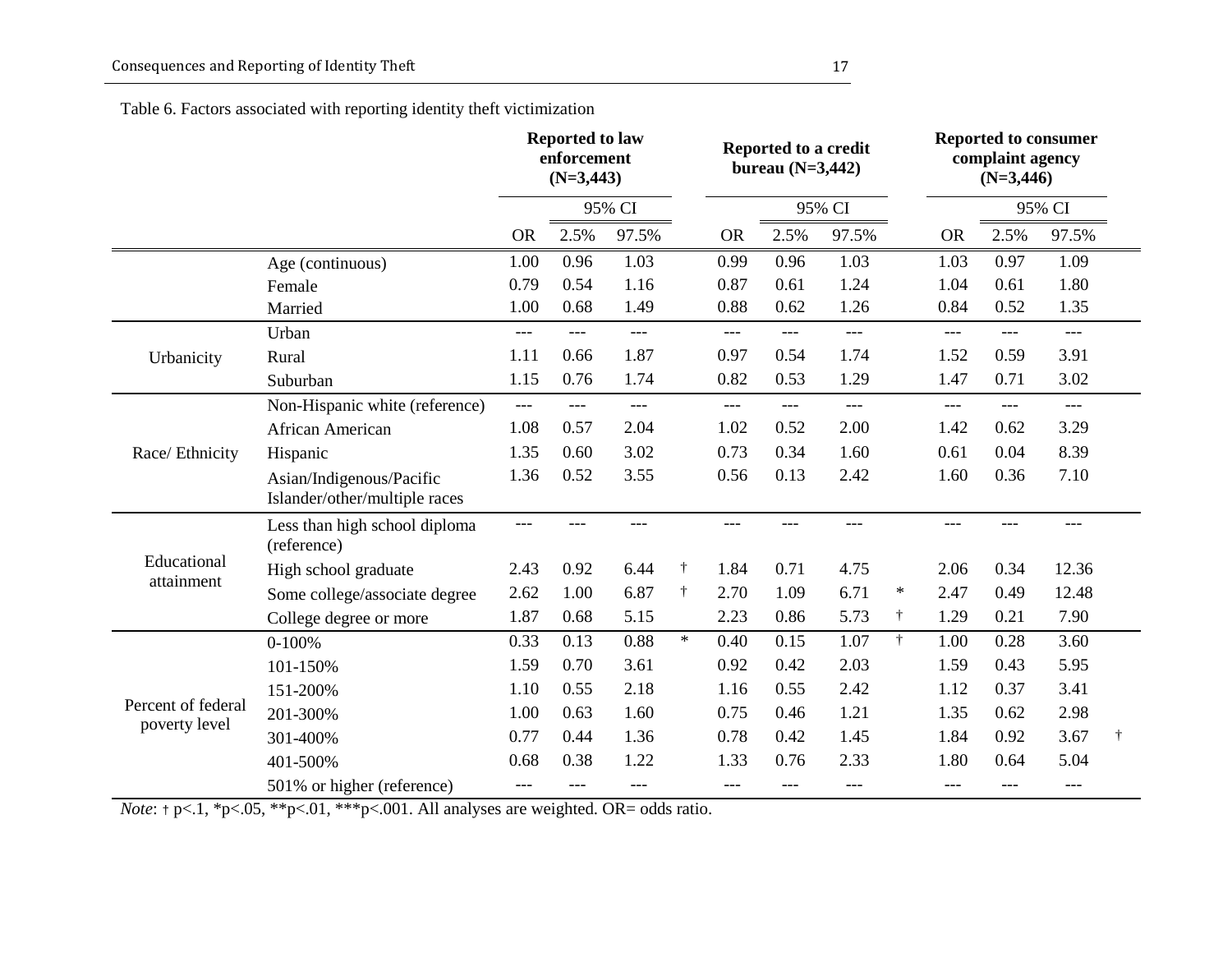Table 6. Factors associated with reporting identity theft victimization

| | | Reported to law enforcement (N=3,443) | | | | Reported to a credit bureau (N=3,442) | | | | Reported to consumer complaint agency (N=3,446) | | | |
|---|---|---|---|---|---|---|---|---|---|---|---|---|---|
| | | | 95% CI | | | | 95% CI | | | | 95% CI | | |
| | | OR | 2.5% | 97.5% | | OR | 2.5% | 97.5% | | OR | 2.5% | 97.5% | |
| | Age (continuous) | 1.00 | 0.96 | 1.03 | | 0.99 | 0.96 | 1.03 | | 1.03 | 0.97 | 1.09 | |
| | Female | 0.79 | 0.54 | 1.16 | | 0.87 | 0.61 | 1.24 | | 1.04 | 0.61 | 1.80 | |
| | Married | 1.00 | 0.68 | 1.49 | | 0.88 | 0.62 | 1.26 | | 0.84 | 0.52 | 1.35 | |
| Urbanicity | Urban | --- | --- | --- | | --- | --- | --- | | --- | --- | --- | |
| | Rural | 1.11 | 0.66 | 1.87 | | 0.97 | 0.54 | 1.74 | | 1.52 | 0.59 | 3.91 | |
| | Suburban | 1.15 | 0.76 | 1.74 | | 0.82 | 0.53 | 1.29 | | 1.47 | 0.71 | 3.02 | |
| Race/ Ethnicity | Non-Hispanic white (reference) | --- | --- | --- | | --- | --- | --- | | --- | --- | --- | |
| | African American | 1.08 | 0.57 | 2.04 | | 1.02 | 0.52 | 2.00 | | 1.42 | 0.62 | 3.29 | |
| | Hispanic | 1.35 | 0.60 | 3.02 | | 0.73 | 0.34 | 1.60 | | 0.61 | 0.04 | 8.39 | |
| | Asian/Indigenous/Pacific Islander/other/multiple races | 1.36 | 0.52 | 3.55 | | 0.56 | 0.13 | 2.42 | | 1.60 | 0.36 | 7.10 | |
| Educational attainment | Less than high school diploma (reference) | --- | --- | --- | | --- | --- | --- | | --- | --- | --- | |
| | High school graduate | 2.43 | 0.92 | 6.44 | † | 1.84 | 0.71 | 4.75 | | 2.06 | 0.34 | 12.36 | |
| | Some college/associate degree | 2.62 | 1.00 | 6.87 | † | 2.70 | 1.09 | 6.71 | * | 2.47 | 0.49 | 12.48 | |
| | College degree or more | 1.87 | 0.68 | 5.15 | | 2.23 | 0.86 | 5.73 | † | 1.29 | 0.21 | 7.90 | |
| Percent of federal poverty level | 0-100% | 0.33 | 0.13 | 0.88 | * | 0.40 | 0.15 | 1.07 | † | 1.00 | 0.28 | 3.60 | |
| | 101-150% | 1.59 | 0.70 | 3.61 | | 0.92 | 0.42 | 2.03 | | 1.59 | 0.43 | 5.95 | |
| | 151-200% | 1.10 | 0.55 | 2.18 | | 1.16 | 0.55 | 2.42 | | 1.12 | 0.37 | 3.41 | |
| | 201-300% | 1.00 | 0.63 | 1.60 | | 0.75 | 0.46 | 1.21 | | 1.35 | 0.62 | 2.98 | |
| | 301-400% | 0.77 | 0.44 | 1.36 | | 0.78 | 0.42 | 1.45 | | 1.84 | 0.92 | 3.67 | † |
| | 401-500% | 0.68 | 0.38 | 1.22 | | 1.33 | 0.76 | 2.33 | | 1.80 | 0.64 | 5.04 | |
| | 501% or higher (reference) | --- | --- | --- | | --- | --- | --- | | --- | --- | --- | |

*Note*: † p<.1, *p<.05, **p<.01, ***p<.001. All analyses are weighted. OR= odds ratio.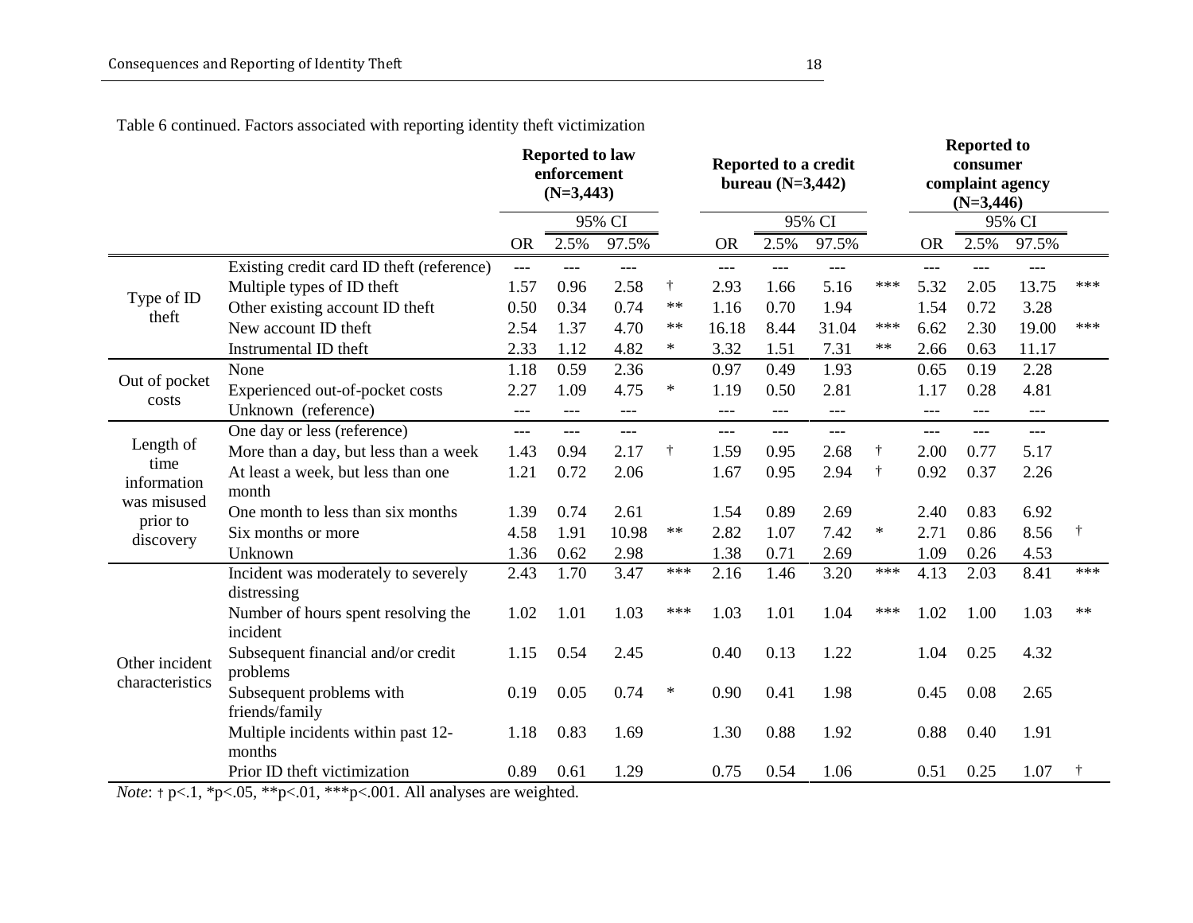Table 6 continued. Factors associated with reporting identity theft victimization

| | | Reported to law enforcement (N=3,443) | | | | Reported to a credit bureau (N=3,442) | | | | Reported to consumer complaint agency (N=3,446) | | | |
|---|---|---|---|---|---|---|---|---|---|---|---|---|---|
| | | | 95% CI | | | | 95% CI | | | | 95% CI | | |
| | | OR | 2.5% | 97.5% | | OR | 2.5% | 97.5% | | OR | 2.5% | 97.5% | |
| Type of ID theft | Existing credit card ID theft (reference) | --- | --- | --- | | --- | --- | --- | | --- | --- | --- | |
| | Multiple types of ID theft | 1.57 | 0.96 | 2.58 | † | 2.93 | 1.66 | 5.16 | *** | 5.32 | 2.05 | 13.75 | *** |
| | Other existing account ID theft | 0.50 | 0.34 | 0.74 | ** | 1.16 | 0.70 | 1.94 | | 1.54 | 0.72 | 3.28 | |
| | New account ID theft | 2.54 | 1.37 | 4.70 | ** | 16.18 | 8.44 | 31.04 | *** | 6.62 | 2.30 | 19.00 | *** |
| | Instrumental ID theft | 2.33 | 1.12 | 4.82 | * | 3.32 | 1.51 | 7.31 | ** | 2.66 | 0.63 | 11.17 | |
| Out of pocket costs | None | 1.18 | 0.59 | 2.36 | | 0.97 | 0.49 | 1.93 | | 0.65 | 0.19 | 2.28 | |
| | Experienced out-of-pocket costs | 2.27 | 1.09 | 4.75 | * | 1.19 | 0.50 | 2.81 | | 1.17 | 0.28 | 4.81 | |
| | Unknown (reference) | --- | --- | --- | | --- | --- | --- | | --- | --- | --- | |
| Length of time information was misused prior to discovery | One day or less (reference) | --- | --- | --- | | --- | --- | --- | | --- | --- | --- | |
| | More than a day, but less than a week | 1.43 | 0.94 | 2.17 | † | 1.59 | 0.95 | 2.68 | † | 2.00 | 0.77 | 5.17 | |
| | At least a week, but less than one month | 1.21 | 0.72 | 2.06 | | 1.67 | 0.95 | 2.94 | † | 0.92 | 0.37 | 2.26 | |
| | One month to less than six months | 1.39 | 0.74 | 2.61 | | 1.54 | 0.89 | 2.69 | | 2.40 | 0.83 | 6.92 | |
| | Six months or more | 4.58 | 1.91 | 10.98 | ** | 2.82 | 1.07 | 7.42 | * | 2.71 | 0.86 | 8.56 | † |
| | Unknown | 1.36 | 0.62 | 2.98 | | 1.38 | 0.71 | 2.69 | | 1.09 | 0.26 | 4.53 | |
| Other incident characteristics | Incident was moderately to severely distressing | 2.43 | 1.70 | 3.47 | *** | 2.16 | 1.46 | 3.20 | *** | 4.13 | 2.03 | 8.41 | *** |
| | Number of hours spent resolving the incident | 1.02 | 1.01 | 1.03 | *** | 1.03 | 1.01 | 1.04 | *** | 1.02 | 1.00 | 1.03 | ** |
| | Subsequent financial and/or credit problems | 1.15 | 0.54 | 2.45 | | 0.40 | 0.13 | 1.22 | | 1.04 | 0.25 | 4.32 | |
| | Subsequent problems with friends/family | 0.19 | 0.05 | 0.74 | * | 0.90 | 0.41 | 1.98 | | 0.45 | 0.08 | 2.65 | |
| | Multiple incidents within past 12-months | 1.18 | 0.83 | 1.69 | | 1.30 | 0.88 | 1.92 | | 0.88 | 0.40 | 1.91 | |
| | Prior ID theft victimization | 0.89 | 0.61 | 1.29 | | 0.75 | 0.54 | 1.06 | | 0.51 | 0.25 | 1.07 | † |

*Note*: † p<.1, *p<.05, **p<.01, ***p<.001. All analyses are weighted.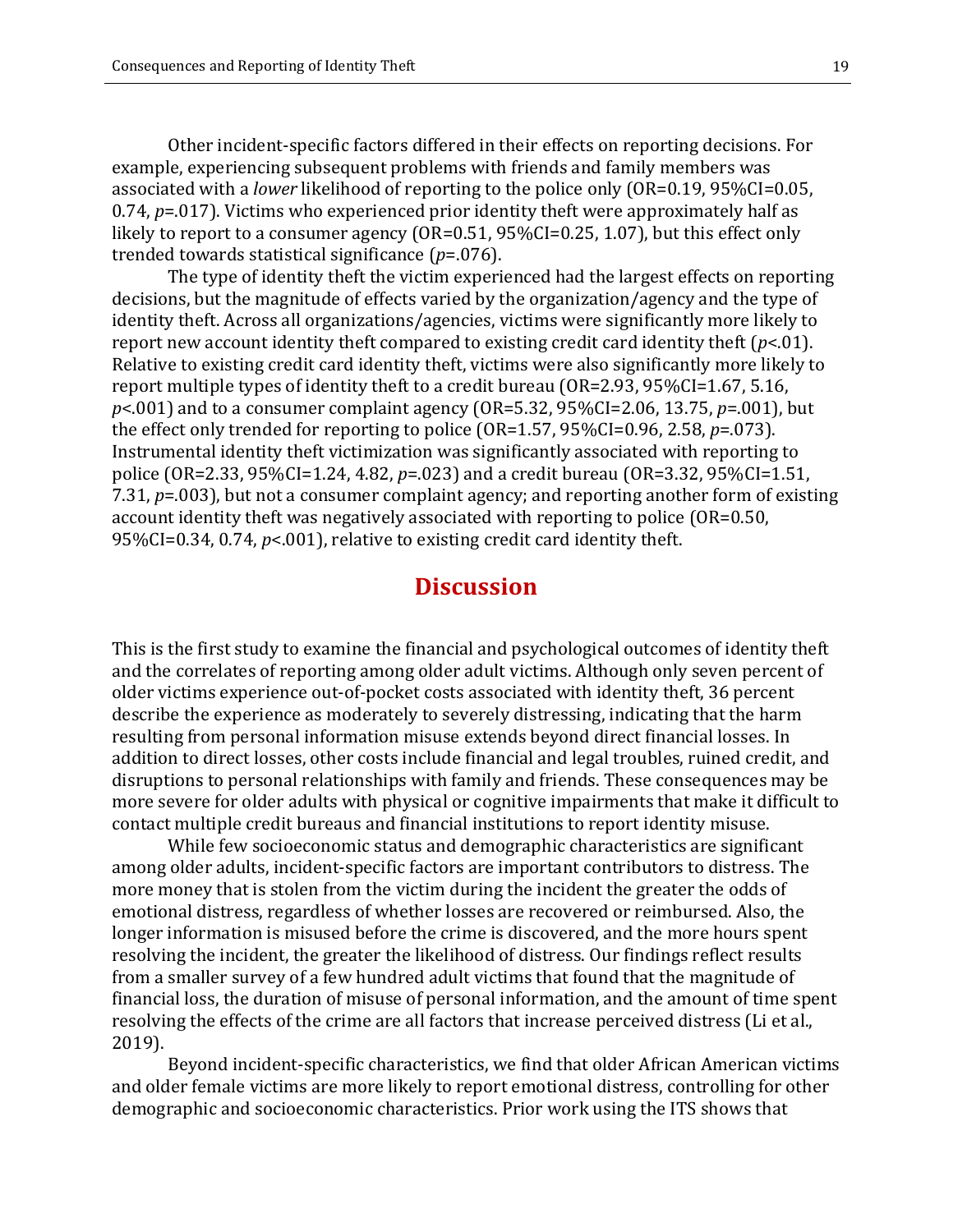Other incident-specific factors differed in their effects on reporting decisions. For example, experiencing subsequent problems with friends and family members was associated with a *lower* likelihood of reporting to the police only (OR=0.19, 95%CI=0.05, 0.74, *p*=.017). Victims who experienced prior identity theft were approximately half as likely to report to a consumer agency (OR=0.51, 95%CI=0.25, 1.07), but this effect only trended towards statistical significance (*p*=.076).

The type of identity theft the victim experienced had the largest effects on reporting decisions, but the magnitude of effects varied by the organization/agency and the type of identity theft. Across all organizations/agencies, victims were significantly more likely to report new account identity theft compared to existing credit card identity theft (*p*<.01). Relative to existing credit card identity theft, victims were also significantly more likely to report multiple types of identity theft to a credit bureau (OR=2.93, 95%CI=1.67, 5.16, *p*<.001) and to a consumer complaint agency (OR=5.32, 95%CI=2.06, 13.75, *p*=.001), but the effect only trended for reporting to police (OR=1.57, 95%CI=0.96, 2.58, *p*=.073). Instrumental identity theft victimization was significantly associated with reporting to police (OR=2.33, 95%CI=1.24, 4.82, *p*=.023) and a credit bureau (OR=3.32, 95%CI=1.51, 7.31, *p*=.003), but not a consumer complaint agency; and reporting another form of existing account identity theft was negatively associated with reporting to police (OR=0.50, 95%CI=0.34, 0.74, *p*<.001), relative to existing credit card identity theft.

## Discussion

This is the first study to examine the financial and psychological outcomes of identity theft and the correlates of reporting among older adult victims. Although only seven percent of older victims experience out-of-pocket costs associated with identity theft, 36 percent describe the experience as moderately to severely distressing, indicating that the harm resulting from personal information misuse extends beyond direct financial losses. In addition to direct losses, other costs include financial and legal troubles, ruined credit, and disruptions to personal relationships with family and friends. These consequences may be more severe for older adults with physical or cognitive impairments that make it difficult to contact multiple credit bureaus and financial institutions to report identity misuse.

While few socioeconomic status and demographic characteristics are significant among older adults, incident-specific factors are important contributors to distress. The more money that is stolen from the victim during the incident the greater the odds of emotional distress, regardless of whether losses are recovered or reimbursed. Also, the longer information is misused before the crime is discovered, and the more hours spent resolving the incident, the greater the likelihood of distress. Our findings reflect results from a smaller survey of a few hundred adult victims that found that the magnitude of financial loss, the duration of misuse of personal information, and the amount of time spent resolving the effects of the crime are all factors that increase perceived distress (Li et al., 2019).

Beyond incident-specific characteristics, we find that older African American victims and older female victims are more likely to report emotional distress, controlling for other demographic and socioeconomic characteristics. Prior work using the ITS shows that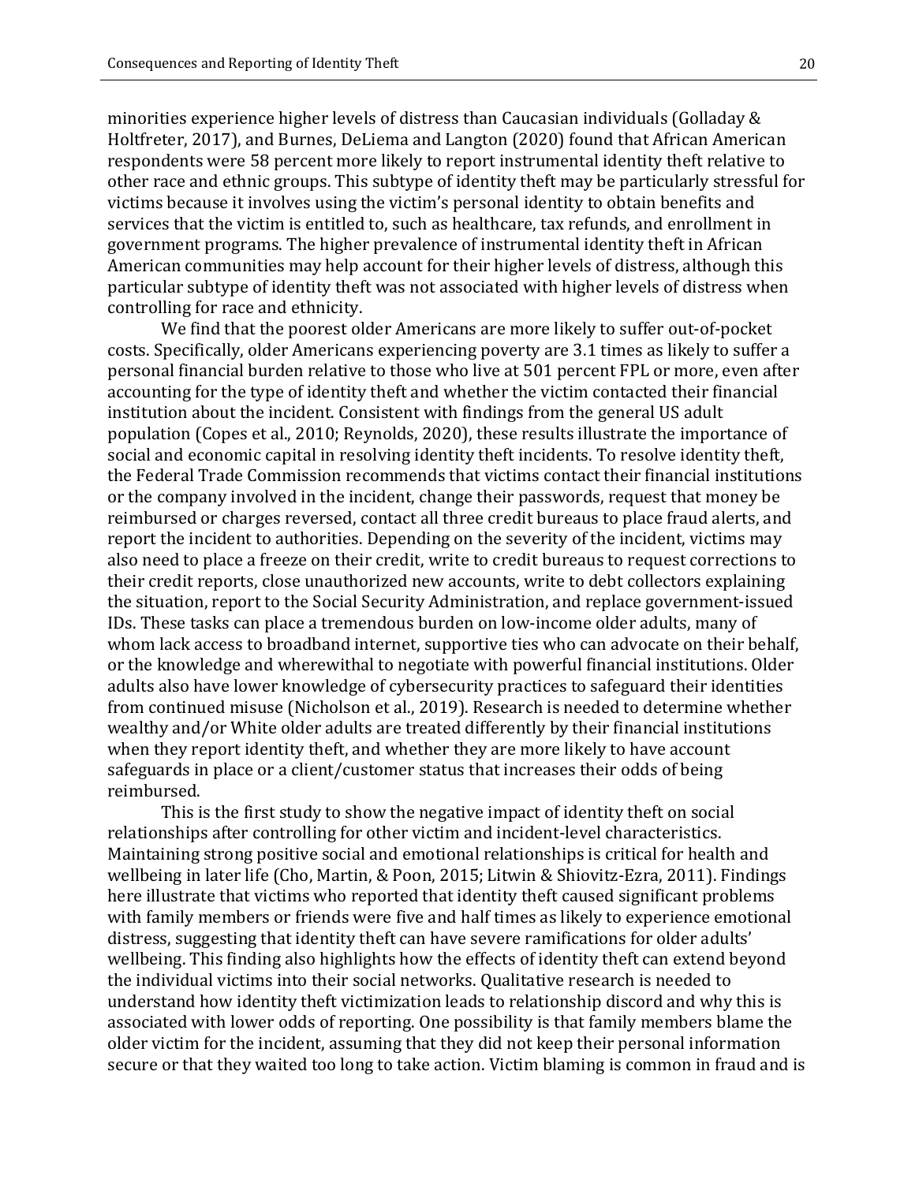minorities experience higher levels of distress than Caucasian individuals (Golladay & Holtfreter, 2017), and Burnes, DeLiema and Langton (2020) found that African American respondents were 58 percent more likely to report instrumental identity theft relative to other race and ethnic groups. This subtype of identity theft may be particularly stressful for victims because it involves using the victim's personal identity to obtain benefits and services that the victim is entitled to, such as healthcare, tax refunds, and enrollment in government programs. The higher prevalence of instrumental identity theft in African American communities may help account for their higher levels of distress, although this particular subtype of identity theft was not associated with higher levels of distress when controlling for race and ethnicity.

We find that the poorest older Americans are more likely to suffer out-of-pocket costs. Specifically, older Americans experiencing poverty are 3.1 times as likely to suffer a personal financial burden relative to those who live at 501 percent FPL or more, even after accounting for the type of identity theft and whether the victim contacted their financial institution about the incident. Consistent with findings from the general US adult population (Copes et al., 2010; Reynolds, 2020), these results illustrate the importance of social and economic capital in resolving identity theft incidents. To resolve identity theft, the Federal Trade Commission recommends that victims contact their financial institutions or the company involved in the incident, change their passwords, request that money be reimbursed or charges reversed, contact all three credit bureaus to place fraud alerts, and report the incident to authorities. Depending on the severity of the incident, victims may also need to place a freeze on their credit, write to credit bureaus to request corrections to their credit reports, close unauthorized new accounts, write to debt collectors explaining the situation, report to the Social Security Administration, and replace government-issued IDs. These tasks can place a tremendous burden on low-income older adults, many of whom lack access to broadband internet, supportive ties who can advocate on their behalf, or the knowledge and wherewithal to negotiate with powerful financial institutions. Older adults also have lower knowledge of cybersecurity practices to safeguard their identities from continued misuse (Nicholson et al., 2019). Research is needed to determine whether wealthy and/or White older adults are treated differently by their financial institutions when they report identity theft, and whether they are more likely to have account safeguards in place or a client/customer status that increases their odds of being reimbursed.

This is the first study to show the negative impact of identity theft on social relationships after controlling for other victim and incident-level characteristics. Maintaining strong positive social and emotional relationships is critical for health and wellbeing in later life (Cho, Martin, & Poon, 2015; Litwin & Shiovitz-Ezra, 2011). Findings here illustrate that victims who reported that identity theft caused significant problems with family members or friends were five and half times as likely to experience emotional distress, suggesting that identity theft can have severe ramifications for older adults' wellbeing. This finding also highlights how the effects of identity theft can extend beyond the individual victims into their social networks. Qualitative research is needed to understand how identity theft victimization leads to relationship discord and why this is associated with lower odds of reporting. One possibility is that family members blame the older victim for the incident, assuming that they did not keep their personal information secure or that they waited too long to take action. Victim blaming is common in fraud and is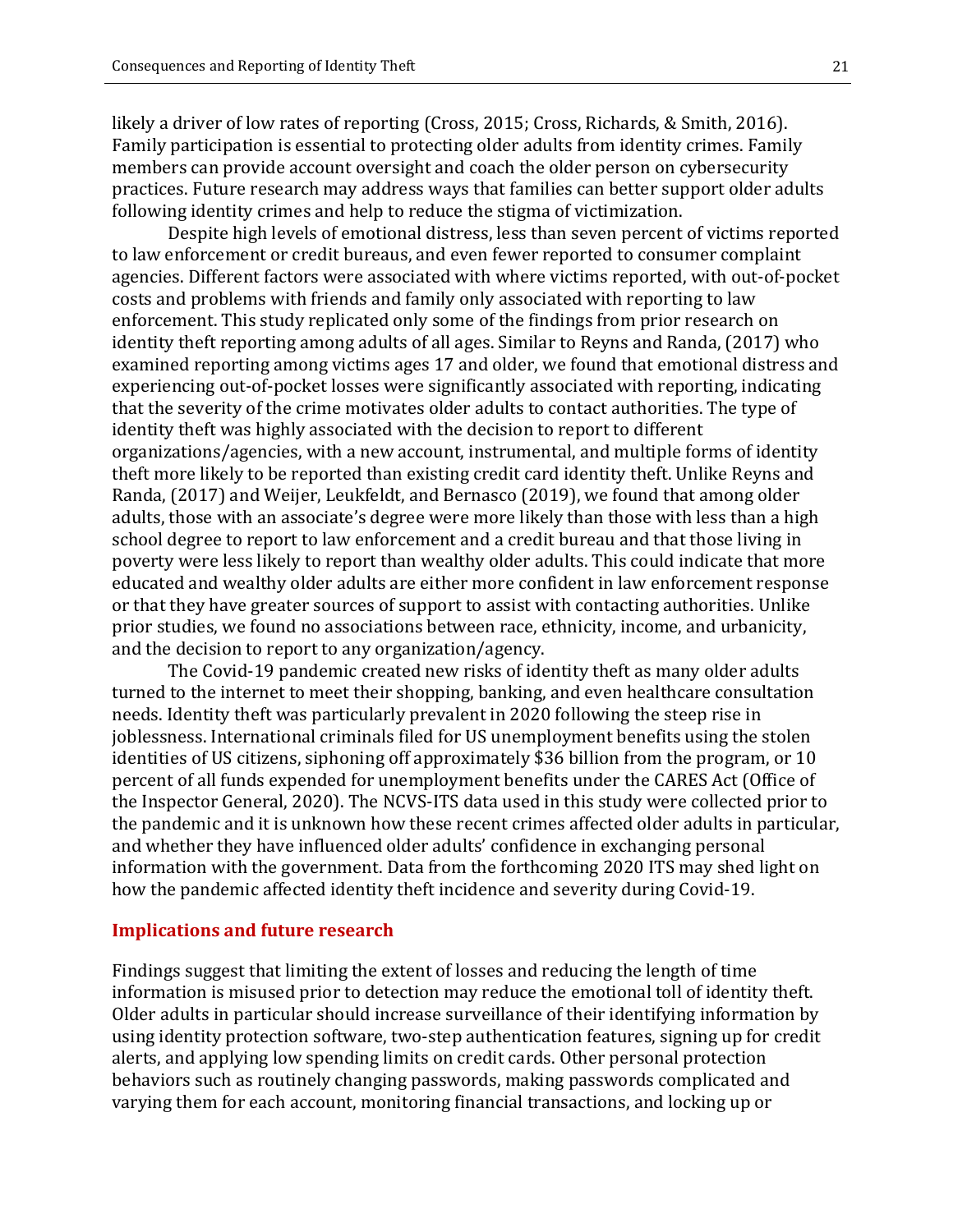likely a driver of low rates of reporting (Cross, 2015; Cross, Richards, & Smith, 2016). Family participation is essential to protecting older adults from identity crimes. Family members can provide account oversight and coach the older person on cybersecurity practices. Future research may address ways that families can better support older adults following identity crimes and help to reduce the stigma of victimization.

Despite high levels of emotional distress, less than seven percent of victims reported to law enforcement or credit bureaus, and even fewer reported to consumer complaint agencies. Different factors were associated with where victims reported, with out-of-pocket costs and problems with friends and family only associated with reporting to law enforcement. This study replicated only some of the findings from prior research on identity theft reporting among adults of all ages. Similar to Reyns and Randa, (2017) who examined reporting among victims ages 17 and older, we found that emotional distress and experiencing out-of-pocket losses were significantly associated with reporting, indicating that the severity of the crime motivates older adults to contact authorities. The type of identity theft was highly associated with the decision to report to different organizations/agencies, with a new account, instrumental, and multiple forms of identity theft more likely to be reported than existing credit card identity theft. Unlike Reyns and Randa, (2017) and Weijer, Leukfeldt, and Bernasco (2019), we found that among older adults, those with an associate's degree were more likely than those with less than a high school degree to report to law enforcement and a credit bureau and that those living in poverty were less likely to report than wealthy older adults. This could indicate that more educated and wealthy older adults are either more confident in law enforcement response or that they have greater sources of support to assist with contacting authorities. Unlike prior studies, we found no associations between race, ethnicity, income, and urbanicity, and the decision to report to any organization/agency.

The Covid-19 pandemic created new risks of identity theft as many older adults turned to the internet to meet their shopping, banking, and even healthcare consultation needs. Identity theft was particularly prevalent in 2020 following the steep rise in joblessness. International criminals filed for US unemployment benefits using the stolen identities of US citizens, siphoning off approximately $36 billion from the program, or 10 percent of all funds expended for unemployment benefits under the CARES Act (Office of the Inspector General, 2020). The NCVS-ITS data used in this study were collected prior to the pandemic and it is unknown how these recent crimes affected older adults in particular, and whether they have influenced older adults' confidence in exchanging personal information with the government. Data from the forthcoming 2020 ITS may shed light on how the pandemic affected identity theft incidence and severity during Covid-19.

## Implications and future research

Findings suggest that limiting the extent of losses and reducing the length of time information is misused prior to detection may reduce the emotional toll of identity theft. Older adults in particular should increase surveillance of their identifying information by using identity protection software, two-step authentication features, signing up for credit alerts, and applying low spending limits on credit cards. Other personal protection behaviors such as routinely changing passwords, making passwords complicated and varying them for each account, monitoring financial transactions, and locking up or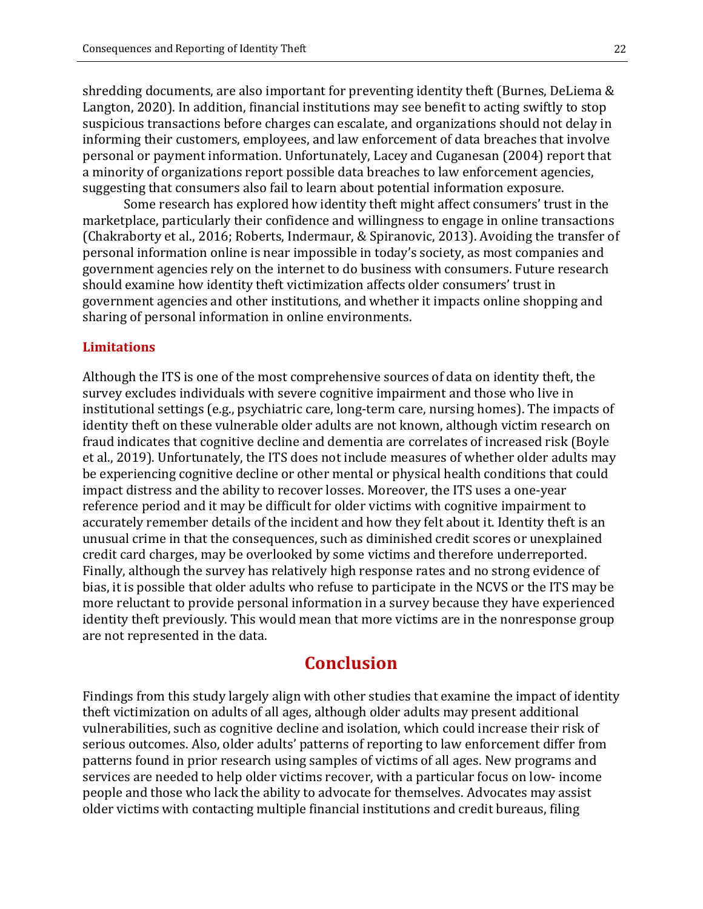shredding documents, are also important for preventing identity theft (Burnes, DeLiema & Langton, 2020). In addition, financial institutions may see benefit to acting swiftly to stop suspicious transactions before charges can escalate, and organizations should not delay in informing their customers, employees, and law enforcement of data breaches that involve personal or payment information. Unfortunately, Lacey and Cuganesan (2004) report that a minority of organizations report possible data breaches to law enforcement agencies, suggesting that consumers also fail to learn about potential information exposure.

Some research has explored how identity theft might affect consumers' trust in the marketplace, particularly their confidence and willingness to engage in online transactions (Chakraborty et al., 2016; Roberts, Indermaur, & Spiranovic, 2013). Avoiding the transfer of personal information online is near impossible in today's society, as most companies and government agencies rely on the internet to do business with consumers. Future research should examine how identity theft victimization affects older consumers' trust in government agencies and other institutions, and whether it impacts online shopping and sharing of personal information in online environments.

### Limitations

Although the ITS is one of the most comprehensive sources of data on identity theft, the survey excludes individuals with severe cognitive impairment and those who live in institutional settings (e.g., psychiatric care, long-term care, nursing homes). The impacts of identity theft on these vulnerable older adults are not known, although victim research on fraud indicates that cognitive decline and dementia are correlates of increased risk (Boyle et al., 2019). Unfortunately, the ITS does not include measures of whether older adults may be experiencing cognitive decline or other mental or physical health conditions that could impact distress and the ability to recover losses. Moreover, the ITS uses a one-year reference period and it may be difficult for older victims with cognitive impairment to accurately remember details of the incident and how they felt about it. Identity theft is an unusual crime in that the consequences, such as diminished credit scores or unexplained credit card charges, may be overlooked by some victims and therefore underreported. Finally, although the survey has relatively high response rates and no strong evidence of bias, it is possible that older adults who refuse to participate in the NCVS or the ITS may be more reluctant to provide personal information in a survey because they have experienced identity theft previously. This would mean that more victims are in the nonresponse group are not represented in the data.

## Conclusion

Findings from this study largely align with other studies that examine the impact of identity theft victimization on adults of all ages, although older adults may present additional vulnerabilities, such as cognitive decline and isolation, which could increase their risk of serious outcomes. Also, older adults' patterns of reporting to law enforcement differ from patterns found in prior research using samples of victims of all ages. New programs and services are needed to help older victims recover, with a particular focus on low- income people and those who lack the ability to advocate for themselves. Advocates may assist older victims with contacting multiple financial institutions and credit bureaus, filing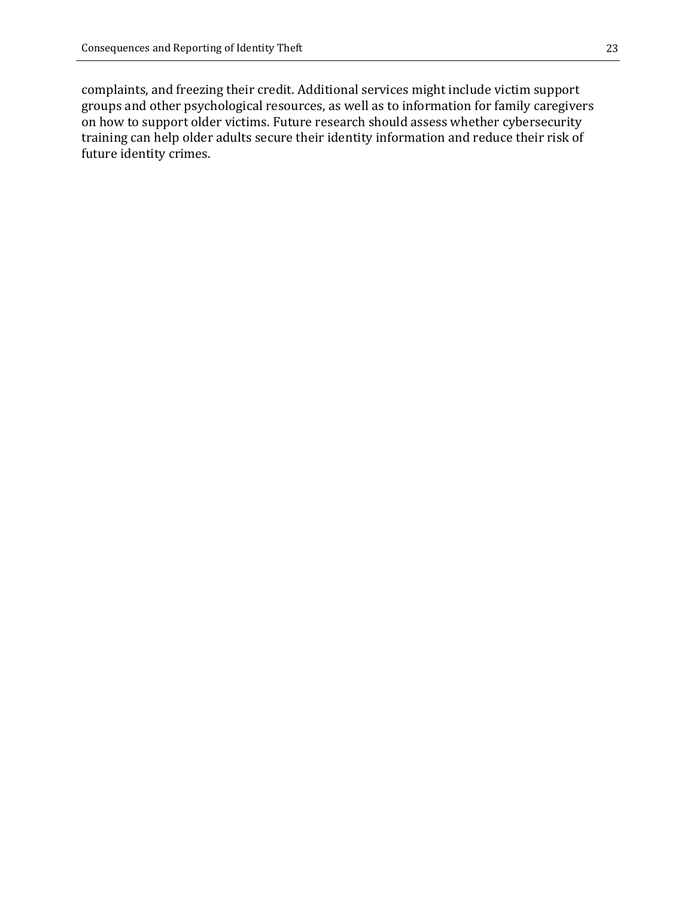complaints, and freezing their credit. Additional services might include victim support groups and other psychological resources, as well as to information for family caregivers on how to support older victims. Future research should assess whether cybersecurity training can help older adults secure their identity information and reduce their risk of future identity crimes.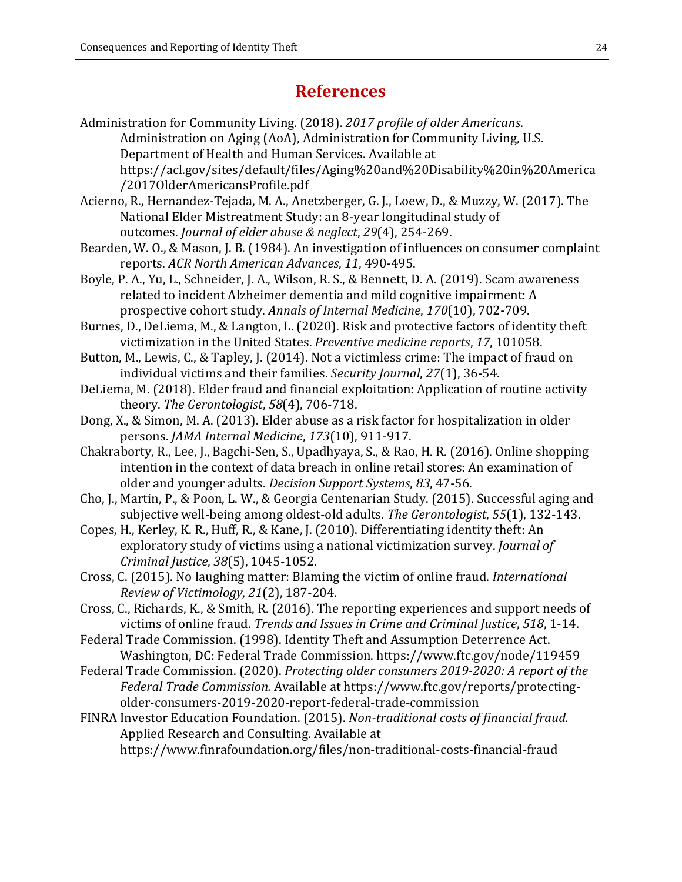# References

Administration for Community Living. (2018). *2017 profile of older Americans*. Administration on Aging (AoA), Administration for Community Living, U.S. Department of Health and Human Services. Available at https://acl.gov/sites/default/files/Aging%20and%20Disability%20in%20America/2017OlderAmericansProfile.pdf

Acierno, R., Hernandez-Tejada, M. A., Anetzberger, G. J., Loew, D., & Muzzy, W. (2017). The National Elder Mistreatment Study: an 8-year longitudinal study of outcomes. *Journal of elder abuse & neglect*, *29*(4), 254-269.

Bearden, W. O., & Mason, J. B. (1984). An investigation of influences on consumer complaint reports. *ACR North American Advances*, *11*, 490-495.

Boyle, P. A., Yu, L., Schneider, J. A., Wilson, R. S., & Bennett, D. A. (2019). Scam awareness related to incident Alzheimer dementia and mild cognitive impairment: A prospective cohort study. *Annals of Internal Medicine*, *170*(10), 702-709.

Burnes, D., DeLiema, M., & Langton, L. (2020). Risk and protective factors of identity theft victimization in the United States. *Preventive medicine reports*, *17*, 101058.

Button, M., Lewis, C., & Tapley, J. (2014). Not a victimless crime: The impact of fraud on individual victims and their families. *Security Journal*, *27*(1), 36-54.

DeLiema, M. (2018). Elder fraud and financial exploitation: Application of routine activity theory. *The Gerontologist*, *58*(4), 706-718.

Dong, X., & Simon, M. A. (2013). Elder abuse as a risk factor for hospitalization in older persons. *JAMA Internal Medicine*, *173*(10), 911-917.

Chakraborty, R., Lee, J., Bagchi-Sen, S., Upadhyaya, S., & Rao, H. R. (2016). Online shopping intention in the context of data breach in online retail stores: An examination of older and younger adults. *Decision Support Systems*, *83*, 47-56.

Cho, J., Martin, P., & Poon, L. W., & Georgia Centenarian Study. (2015). Successful aging and subjective well-being among oldest-old adults. *The Gerontologist*, *55*(1), 132-143.

Copes, H., Kerley, K. R., Huff, R., & Kane, J. (2010). Differentiating identity theft: An exploratory study of victims using a national victimization survey. *Journal of Criminal Justice*, *38*(5), 1045-1052.

Cross, C. (2015). No laughing matter: Blaming the victim of online fraud. *International Review of Victimology*, *21*(2), 187-204.

Cross, C., Richards, K., & Smith, R. (2016). The reporting experiences and support needs of victims of online fraud. *Trends and Issues in Crime and Criminal Justice*, *518*, 1-14.

Federal Trade Commission. (1998). Identity Theft and Assumption Deterrence Act. Washington, DC: Federal Trade Commission. https://www.ftc.gov/node/119459

Federal Trade Commission. (2020). *Protecting older consumers 2019-2020: A report of the Federal Trade Commission.* Available at https://www.ftc.gov/reports/protecting-older-consumers-2019-2020-report-federal-trade-commission

FINRA Investor Education Foundation. (2015). *Non-traditional costs of financial fraud.* Applied Research and Consulting. Available at https://www.finrafoundation.org/files/non-traditional-costs-financial-fraud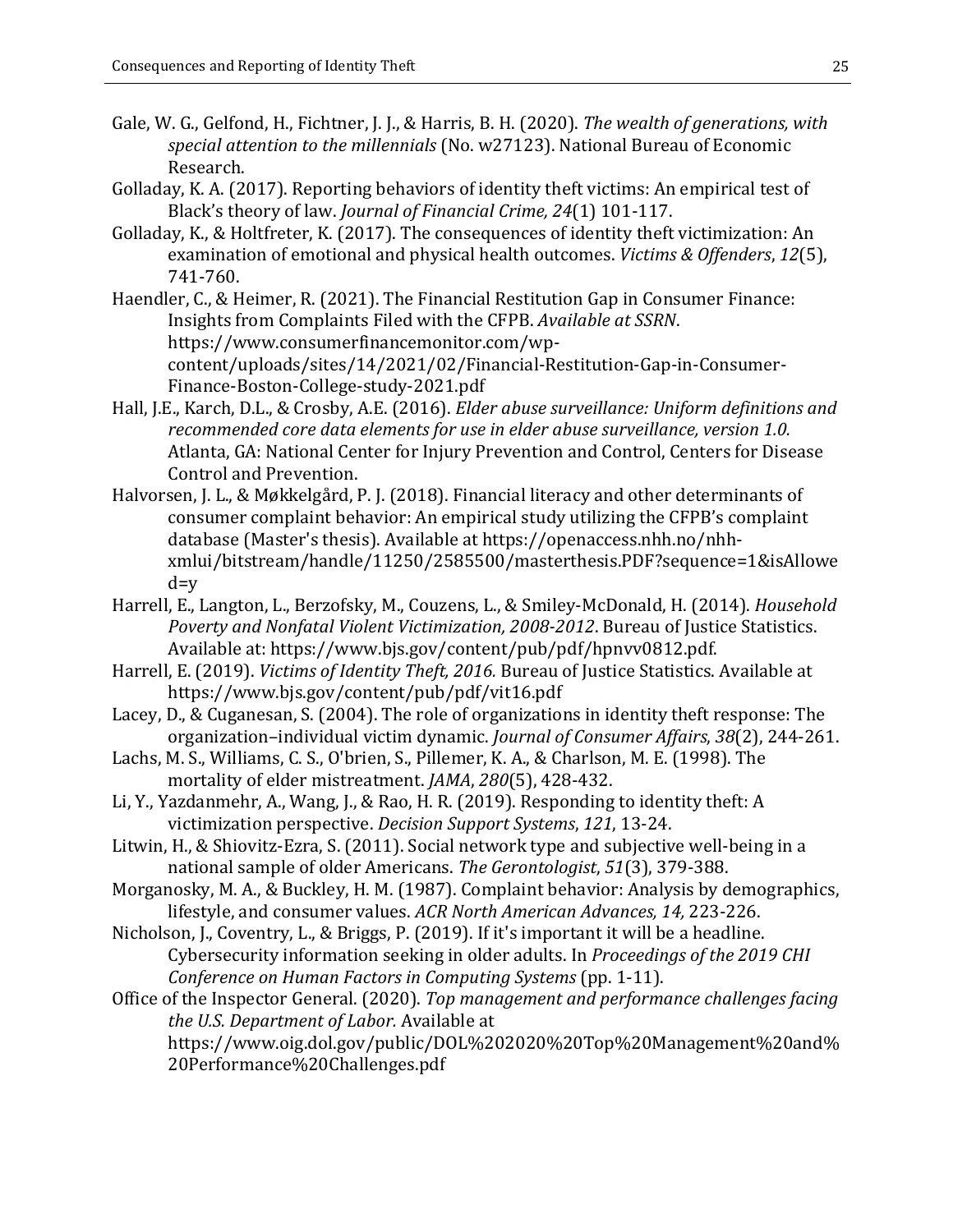Gale, W. G., Gelfond, H., Fichtner, J. J., & Harris, B. H. (2020). *The wealth of generations, with special attention to the millennials* (No. w27123). National Bureau of Economic Research.

Golladay, K. A. (2017). Reporting behaviors of identity theft victims: An empirical test of Black's theory of law. *Journal of Financial Crime, 24*(1) 101-117.

Golladay, K., & Holtfreter, K. (2017). The consequences of identity theft victimization: An examination of emotional and physical health outcomes. *Victims & Offenders*, *12*(5), 741-760.

Haendler, C., & Heimer, R. (2021). The Financial Restitution Gap in Consumer Finance: Insights from Complaints Filed with the CFPB. *Available at SSRN*. https://www.consumerfinancemonitor.com/wp-content/uploads/sites/14/2021/02/Financial-Restitution-Gap-in-Consumer-Finance-Boston-College-study-2021.pdf

Hall, J.E., Karch, D.L., & Crosby, A.E. (2016). *Elder abuse surveillance: Uniform definitions and recommended core data elements for use in elder abuse surveillance, version 1.0.* Atlanta, GA: National Center for Injury Prevention and Control, Centers for Disease Control and Prevention.

Halvorsen, J. L., & Møkkelgård, P. J. (2018). Financial literacy and other determinants of consumer complaint behavior: An empirical study utilizing the CFPB's complaint database (Master's thesis). Available at https://openaccess.nhh.no/nhh-xmlui/bitstream/handle/11250/2585500/masterthesis.PDF?sequence=1&isAllowed=y

Harrell, E., Langton, L., Berzofsky, M., Couzens, L., & Smiley-McDonald, H. (2014). *Household Poverty and Nonfatal Violent Victimization, 2008-2012*. Bureau of Justice Statistics. Available at: https://www.bjs.gov/content/pub/pdf/hpnvv0812.pdf.

Harrell, E. (2019). *Victims of Identity Theft, 2016.* Bureau of Justice Statistics. Available at https://www.bjs.gov/content/pub/pdf/vit16.pdf

Lacey, D., & Cuganesan, S. (2004). The role of organizations in identity theft response: The organization–individual victim dynamic. *Journal of Consumer Affairs*, *38*(2), 244-261.

Lachs, M. S., Williams, C. S., O'brien, S., Pillemer, K. A., & Charlson, M. E. (1998). The mortality of elder mistreatment. *JAMA*, *280*(5), 428-432.

Li, Y., Yazdanmehr, A., Wang, J., & Rao, H. R. (2019). Responding to identity theft: A victimization perspective. *Decision Support Systems*, *121*, 13-24.

Litwin, H., & Shiovitz-Ezra, S. (2011). Social network type and subjective well-being in a national sample of older Americans. *The Gerontologist*, *51*(3), 379-388.

Morganosky, M. A., & Buckley, H. M. (1987). Complaint behavior: Analysis by demographics, lifestyle, and consumer values. *ACR North American Advances, 14,* 223-226.

Nicholson, J., Coventry, L., & Briggs, P. (2019). If it's important it will be a headline. Cybersecurity information seeking in older adults. In *Proceedings of the 2019 CHI Conference on Human Factors in Computing Systems* (pp. 1-11).

Office of the Inspector General. (2020). *Top management and performance challenges facing the U.S. Department of Labor.* Available at https://www.oig.dol.gov/public/DOL%202020%20Top%20Management%20and%20Performance%20Challenges.pdf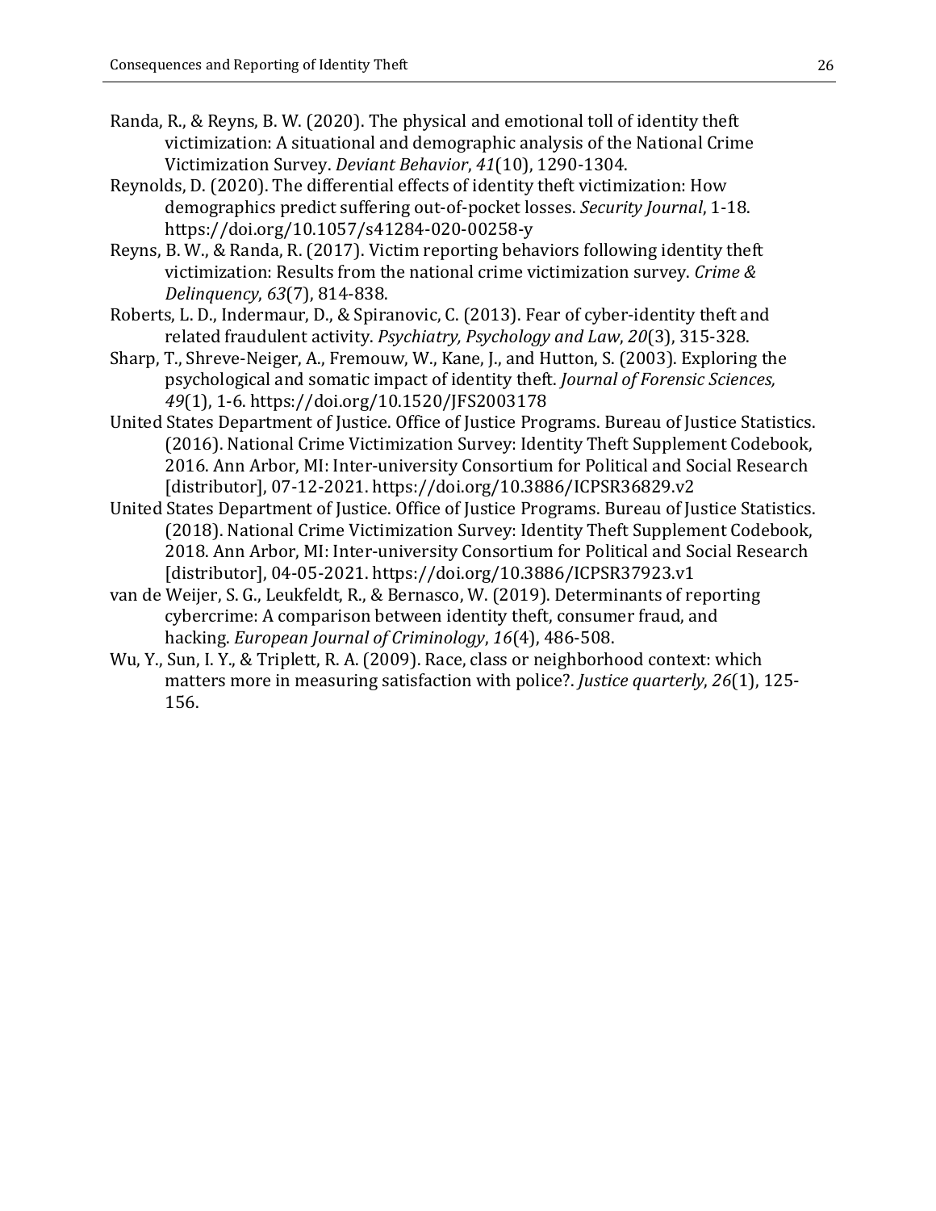Randa, R., & Reyns, B. W. (2020). The physical and emotional toll of identity theft victimization: A situational and demographic analysis of the National Crime Victimization Survey. *Deviant Behavior*, *41*(10), 1290-1304.

Reynolds, D. (2020). The differential effects of identity theft victimization: How demographics predict suffering out-of-pocket losses. *Security Journal*, 1-18. https://doi.org/10.1057/s41284-020-00258-y

Reyns, B. W., & Randa, R. (2017). Victim reporting behaviors following identity theft victimization: Results from the national crime victimization survey. *Crime & Delinquency*, *63*(7), 814-838.

Roberts, L. D., Indermaur, D., & Spiranovic, C. (2013). Fear of cyber-identity theft and related fraudulent activity. *Psychiatry, Psychology and Law*, *20*(3), 315-328.

Sharp, T., Shreve-Neiger, A., Fremouw, W., Kane, J., and Hutton, S. (2003). Exploring the psychological and somatic impact of identity theft. *Journal of Forensic Sciences, 49*(1), 1-6. https://doi.org/10.1520/JFS2003178

United States Department of Justice. Office of Justice Programs. Bureau of Justice Statistics. (2016). National Crime Victimization Survey: Identity Theft Supplement Codebook, 2016. Ann Arbor, MI: Inter-university Consortium for Political and Social Research [distributor], 07-12-2021. https://doi.org/10.3886/ICPSR36829.v2

United States Department of Justice. Office of Justice Programs. Bureau of Justice Statistics. (2018). National Crime Victimization Survey: Identity Theft Supplement Codebook, 2018. Ann Arbor, MI: Inter-university Consortium for Political and Social Research [distributor], 04-05-2021. https://doi.org/10.3886/ICPSR37923.v1

van de Weijer, S. G., Leukfeldt, R., & Bernasco, W. (2019). Determinants of reporting cybercrime: A comparison between identity theft, consumer fraud, and hacking. *European Journal of Criminology*, *16*(4), 486-508.

Wu, Y., Sun, I. Y., & Triplett, R. A. (2009). Race, class or neighborhood context: which matters more in measuring satisfaction with police?. *Justice quarterly*, *26*(1), 125-156.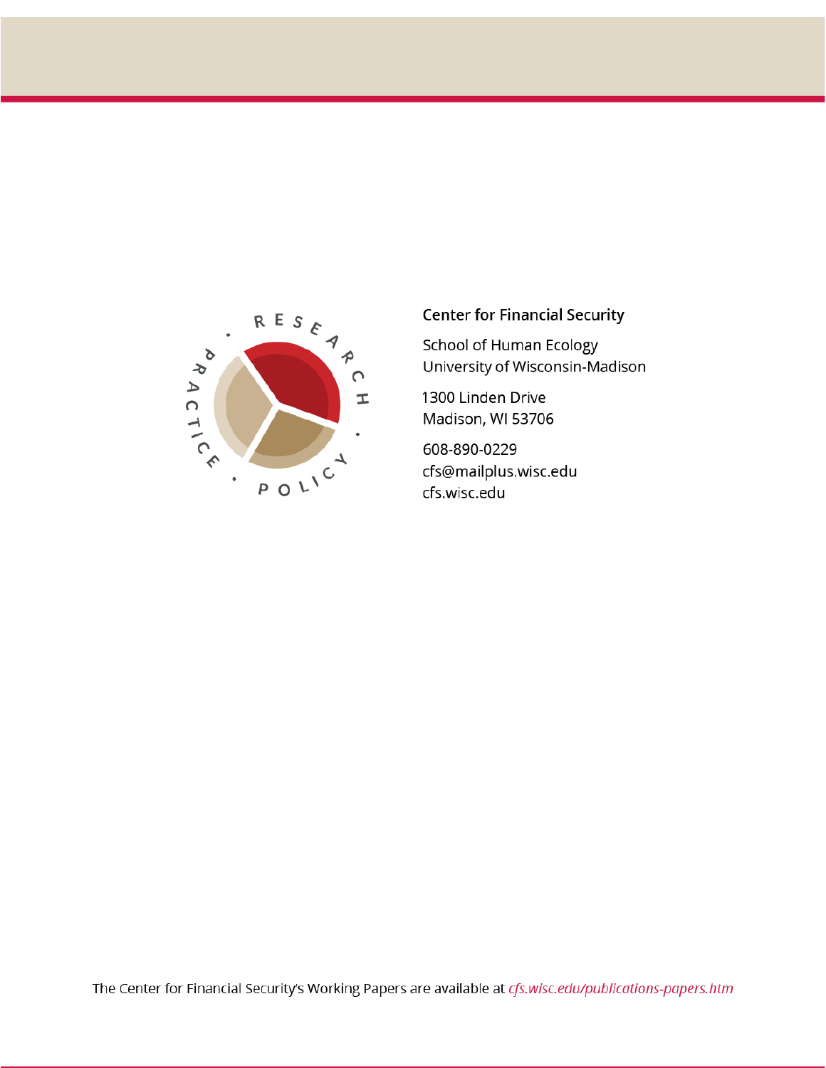**Center for Financial Security**

School of Human Ecology
University of Wisconsin-Madison

1300 Linden Drive
Madison, WI 53706

608-890-0229
cfs@mailplus.wisc.edu
cfs.wisc.edu

The Center for Financial Security's Working Papers are available at *cfs.wisc.edu/publications-papers.htm*